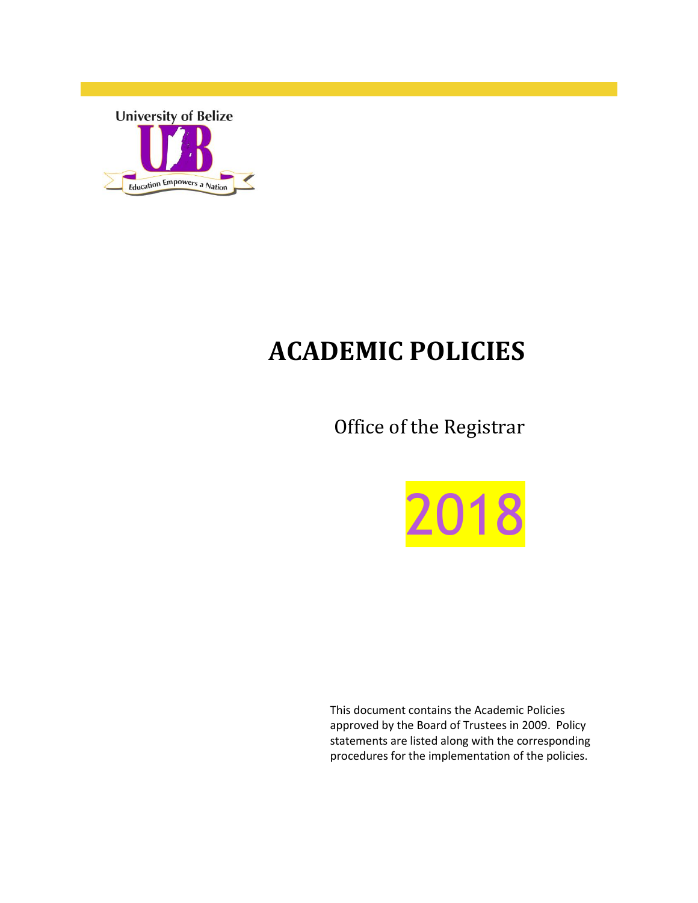University of Belize

Education Empowers a Nation

# ACADEMIC POLICIES

Office of the Registrar

2018

This document contains the Academic Policies approved by the Board of Trustees in 2009. Policy statements are listed along with the corresponding procedures for the implementation of the policies.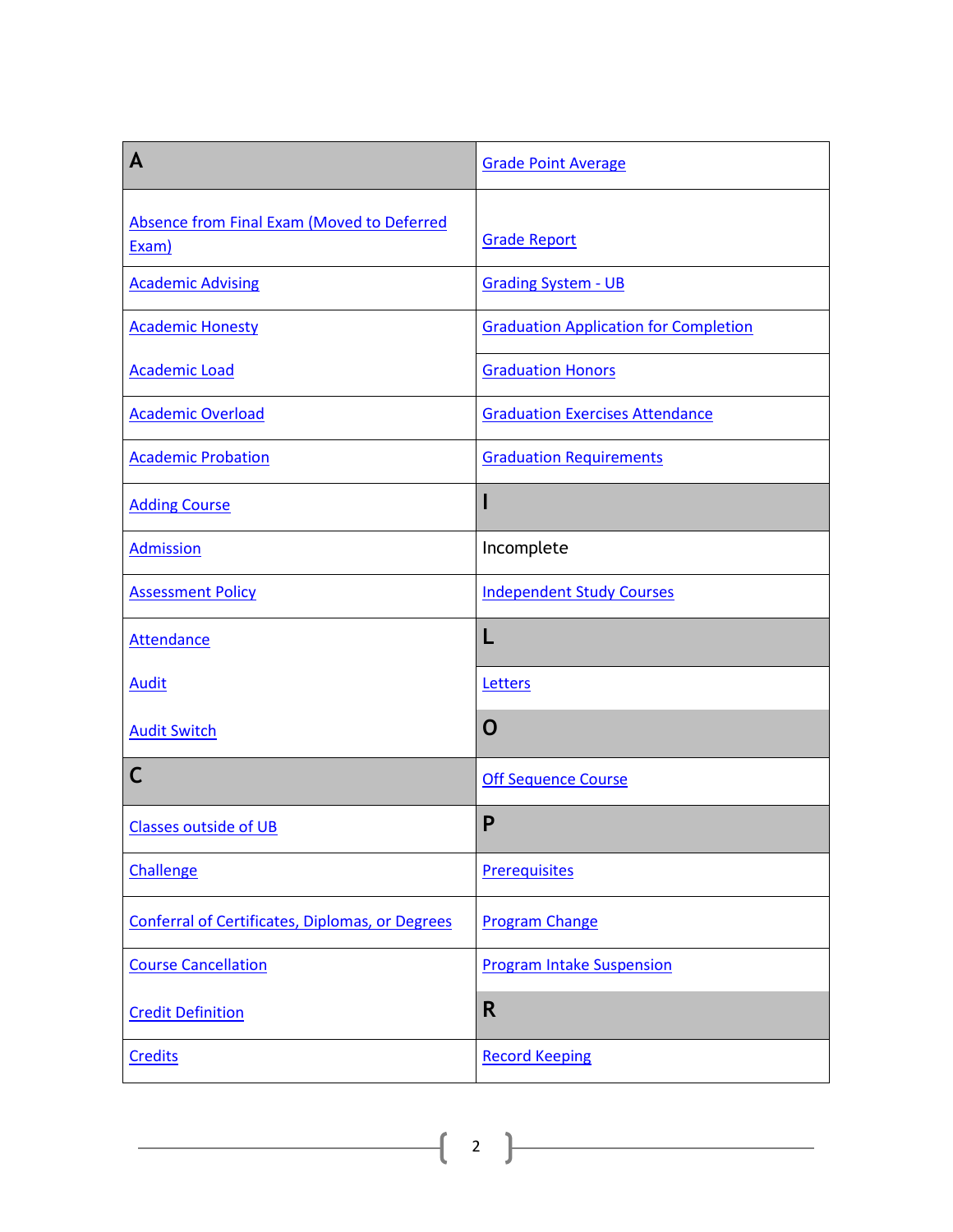| A | Grade Point Average |
|---|---|
| Absence from Final Exam (Moved to Deferred Exam) | Grade Report |
| Academic Advising | Grading System - UB |
| Academic Honesty | Graduation Application for Completion |
| Academic Load | Graduation Honors |
| Academic Overload | Graduation Exercises Attendance |
| Academic Probation | Graduation Requirements |
| Adding Course | **I** |
| Admission | Incomplete |
| Assessment Policy | Independent Study Courses |
| Attendance | **L** |
| Audit | Letters |
| Audit Switch | **O** |
| **C** | Off Sequence Course |
| Classes outside of UB | **P** |
| Challenge | Prerequisites |
| Conferral of Certificates, Diplomas, or Degrees | Program Change |
| Course Cancellation | Program Intake Suspension |
| Credit Definition | **R** |
| Credits | Record Keeping |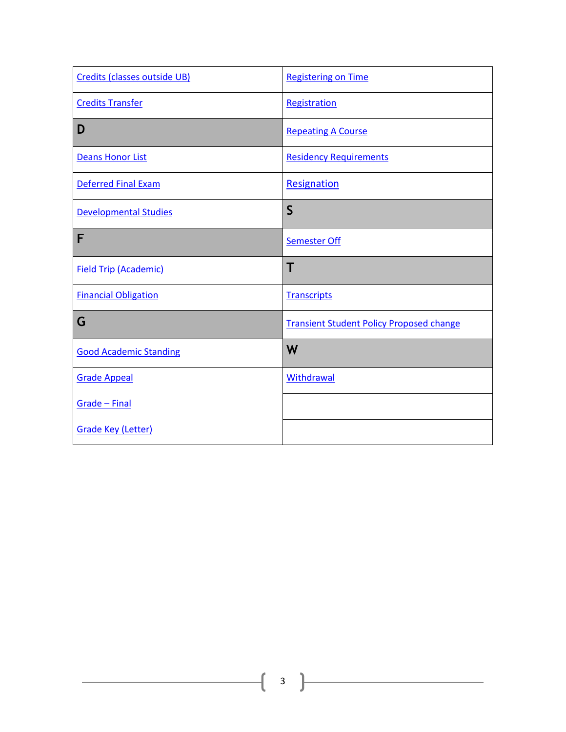| | |
|---|---|
| Credits (classes outside UB) | Registering on Time |
| Credits Transfer | Registration |
| **D** | Repeating A Course |
| Deans Honor List | Residency Requirements |
| Deferred Final Exam | Resignation |
| Developmental Studies | **S** |
| **F** | Semester Off |
| Field Trip (Academic) | **T** |
| Financial Obligation | Transcripts |
| **G** | Transient Student Policy Proposed change |
| Good Academic Standing | **W** |
| Grade Appeal | Withdrawal |
| Grade – Final | |
| Grade Key (Letter) | |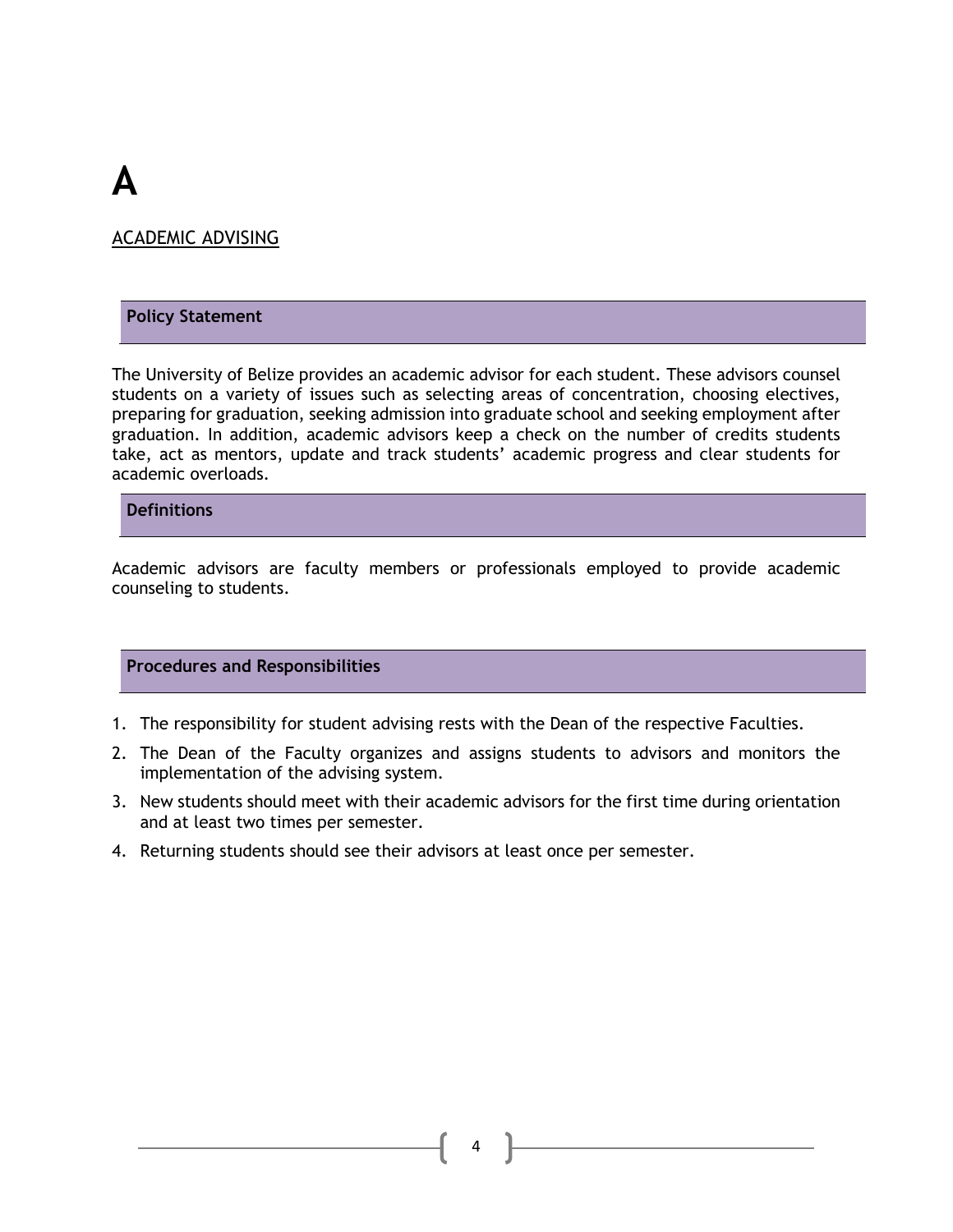# A

## ACADEMIC ADVISING

### Policy Statement

The University of Belize provides an academic advisor for each student. These advisors counsel students on a variety of issues such as selecting areas of concentration, choosing electives, preparing for graduation, seeking admission into graduate school and seeking employment after graduation. In addition, academic advisors keep a check on the number of credits students take, act as mentors, update and track students' academic progress and clear students for academic overloads.

### Definitions

Academic advisors are faculty members or professionals employed to provide academic counseling to students.

### Procedures and Responsibilities

1. The responsibility for student advising rests with the Dean of the respective Faculties.
2. The Dean of the Faculty organizes and assigns students to advisors and monitors the implementation of the advising system.
3. New students should meet with their academic advisors for the first time during orientation and at least two times per semester.
4. Returning students should see their advisors at least once per semester.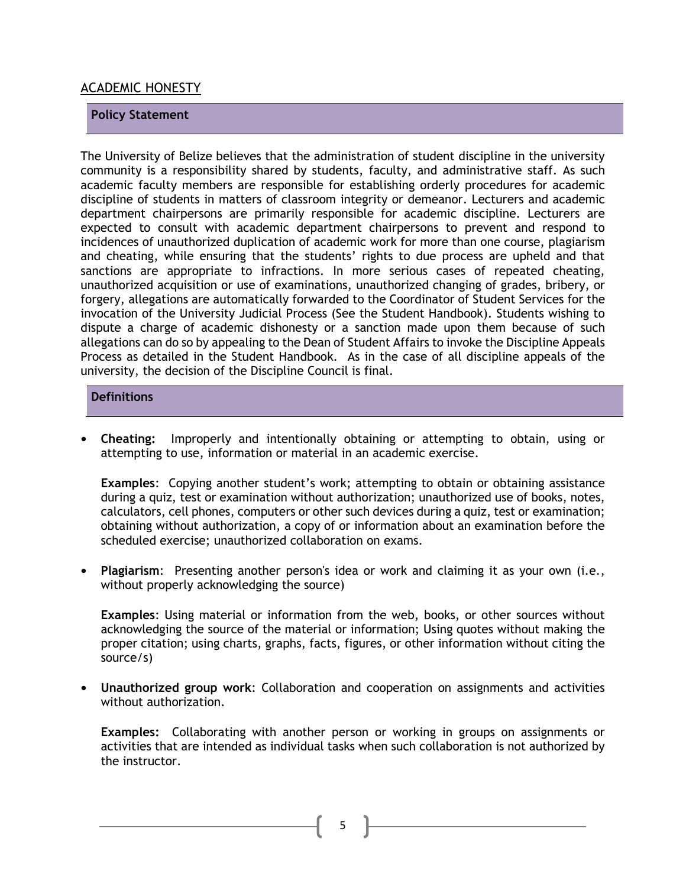## ACADEMIC HONESTY

### Policy Statement

The University of Belize believes that the administration of student discipline in the university community is a responsibility shared by students, faculty, and administrative staff. As such academic faculty members are responsible for establishing orderly procedures for academic discipline of students in matters of classroom integrity or demeanor. Lecturers and academic department chairpersons are primarily responsible for academic discipline. Lecturers are expected to consult with academic department chairpersons to prevent and respond to incidences of unauthorized duplication of academic work for more than one course, plagiarism and cheating, while ensuring that the students' rights to due process are upheld and that sanctions are appropriate to infractions. In more serious cases of repeated cheating, unauthorized acquisition or use of examinations, unauthorized changing of grades, bribery, or forgery, allegations are automatically forwarded to the Coordinator of Student Services for the invocation of the University Judicial Process (See the Student Handbook). Students wishing to dispute a charge of academic dishonesty or a sanction made upon them because of such allegations can do so by appealing to the Dean of Student Affairs to invoke the Discipline Appeals Process as detailed in the Student Handbook. As in the case of all discipline appeals of the university, the decision of the Discipline Council is final.

### Definitions

- **Cheating:** Improperly and intentionally obtaining or attempting to obtain, using or attempting to use, information or material in an academic exercise.

  **Examples**: Copying another student's work; attempting to obtain or obtaining assistance during a quiz, test or examination without authorization; unauthorized use of books, notes, calculators, cell phones, computers or other such devices during a quiz, test or examination; obtaining without authorization, a copy of or information about an examination before the scheduled exercise; unauthorized collaboration on exams.

- **Plagiarism**: Presenting another person's idea or work and claiming it as your own (i.e., without properly acknowledging the source)

  **Examples**: Using material or information from the web, books, or other sources without acknowledging the source of the material or information; Using quotes without making the proper citation; using charts, graphs, facts, figures, or other information without citing the source/s)

- **Unauthorized group work**: Collaboration and cooperation on assignments and activities without authorization.

  **Examples:** Collaborating with another person or working in groups on assignments or activities that are intended as individual tasks when such collaboration is not authorized by the instructor.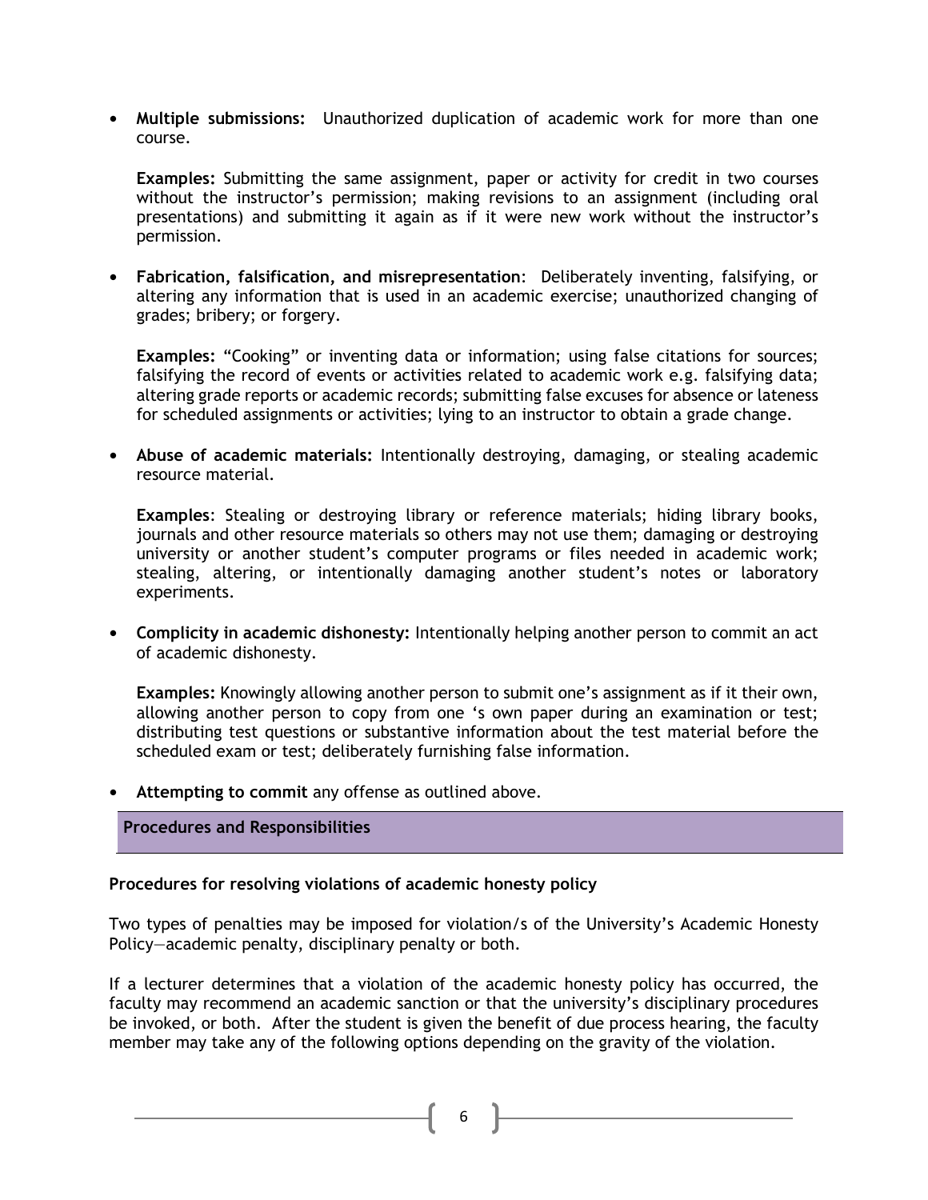- **Multiple submissions:** Unauthorized duplication of academic work for more than one course.

  **Examples:** Submitting the same assignment, paper or activity for credit in two courses without the instructor's permission; making revisions to an assignment (including oral presentations) and submitting it again as if it were new work without the instructor's permission.

- **Fabrication, falsification, and misrepresentation**: Deliberately inventing, falsifying, or altering any information that is used in an academic exercise; unauthorized changing of grades; bribery; or forgery.

  **Examples:** "Cooking" or inventing data or information; using false citations for sources; falsifying the record of events or activities related to academic work e.g. falsifying data; altering grade reports or academic records; submitting false excuses for absence or lateness for scheduled assignments or activities; lying to an instructor to obtain a grade change.

- **Abuse of academic materials:** Intentionally destroying, damaging, or stealing academic resource material.

  **Examples**: Stealing or destroying library or reference materials; hiding library books, journals and other resource materials so others may not use them; damaging or destroying university or another student's computer programs or files needed in academic work; stealing, altering, or intentionally damaging another student's notes or laboratory experiments.

- **Complicity in academic dishonesty:** Intentionally helping another person to commit an act of academic dishonesty.

  **Examples:** Knowingly allowing another person to submit one's assignment as if it their own, allowing another person to copy from one 's own paper during an examination or test; distributing test questions or substantive information about the test material before the scheduled exam or test; deliberately furnishing false information.

- **Attempting to commit** any offense as outlined above.

## Procedures and Responsibilities

### Procedures for resolving violations of academic honesty policy

Two types of penalties may be imposed for violation/s of the University's Academic Honesty Policy—academic penalty, disciplinary penalty or both.

If a lecturer determines that a violation of the academic honesty policy has occurred, the faculty may recommend an academic sanction or that the university's disciplinary procedures be invoked, or both. After the student is given the benefit of due process hearing, the faculty member may take any of the following options depending on the gravity of the violation.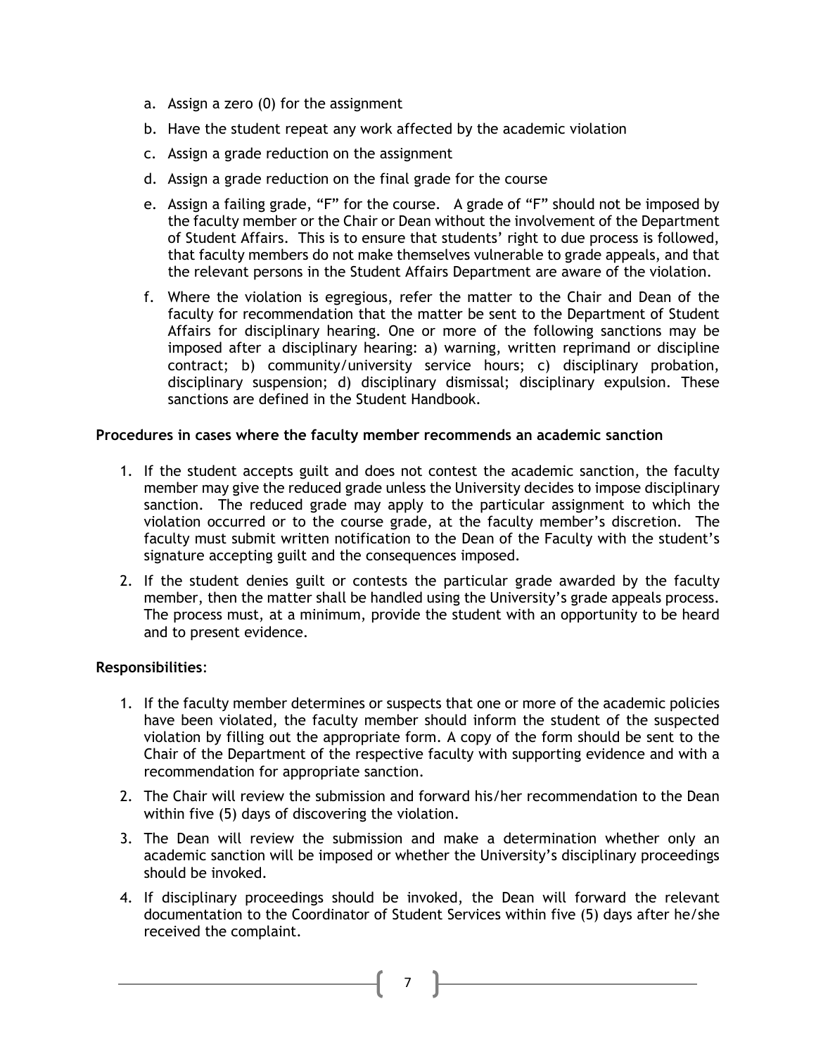a. Assign a zero (0) for the assignment
b. Have the student repeat any work affected by the academic violation
c. Assign a grade reduction on the assignment
d. Assign a grade reduction on the final grade for the course
e. Assign a failing grade, “F” for the course. A grade of “F” should not be imposed by the faculty member or the Chair or Dean without the involvement of the Department of Student Affairs. This is to ensure that students’ right to due process is followed, that faculty members do not make themselves vulnerable to grade appeals, and that the relevant persons in the Student Affairs Department are aware of the violation.
f. Where the violation is egregious, refer the matter to the Chair and Dean of the faculty for recommendation that the matter be sent to the Department of Student Affairs for disciplinary hearing. One or more of the following sanctions may be imposed after a disciplinary hearing: a) warning, written reprimand or discipline contract; b) community/university service hours; c) disciplinary probation, disciplinary suspension; d) disciplinary dismissal; disciplinary expulsion. These sanctions are defined in the Student Handbook.

**Procedures in cases where the faculty member recommends an academic sanction**

1. If the student accepts guilt and does not contest the academic sanction, the faculty member may give the reduced grade unless the University decides to impose disciplinary sanction. The reduced grade may apply to the particular assignment to which the violation occurred or to the course grade, at the faculty member’s discretion. The faculty must submit written notification to the Dean of the Faculty with the student’s signature accepting guilt and the consequences imposed.
2. If the student denies guilt or contests the particular grade awarded by the faculty member, then the matter shall be handled using the University’s grade appeals process. The process must, at a minimum, provide the student with an opportunity to be heard and to present evidence.

**Responsibilities**:

1. If the faculty member determines or suspects that one or more of the academic policies have been violated, the faculty member should inform the student of the suspected violation by filling out the appropriate form. A copy of the form should be sent to the Chair of the Department of the respective faculty with supporting evidence and with a recommendation for appropriate sanction.
2. The Chair will review the submission and forward his/her recommendation to the Dean within five (5) days of discovering the violation.
3. The Dean will review the submission and make a determination whether only an academic sanction will be imposed or whether the University’s disciplinary proceedings should be invoked.
4. If disciplinary proceedings should be invoked, the Dean will forward the relevant documentation to the Coordinator of Student Services within five (5) days after he/she received the complaint.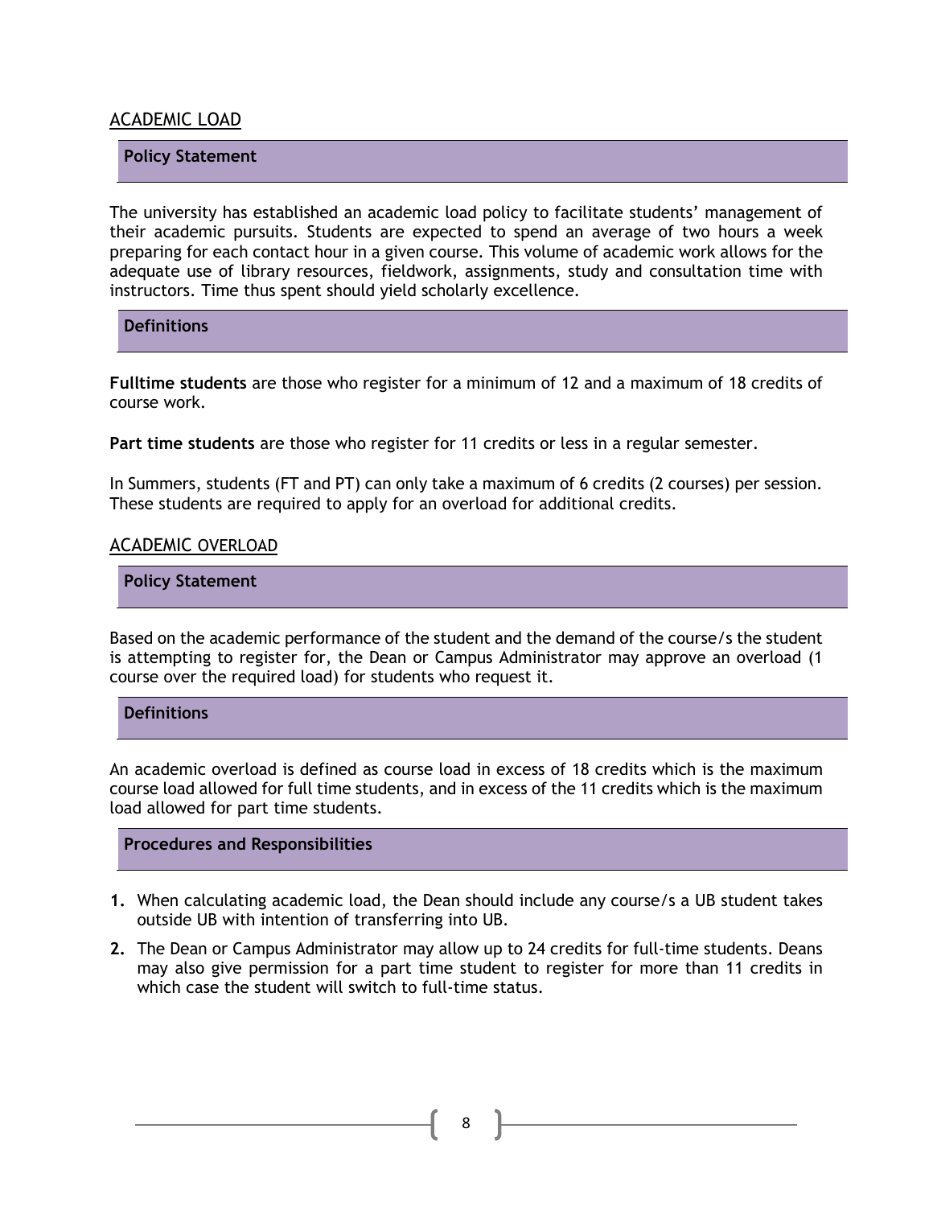## ACADEMIC LOAD

### Policy Statement

The university has established an academic load policy to facilitate students' management of their academic pursuits. Students are expected to spend an average of two hours a week preparing for each contact hour in a given course. This volume of academic work allows for the adequate use of library resources, fieldwork, assignments, study and consultation time with instructors. Time thus spent should yield scholarly excellence.

### Definitions

**Fulltime students** are those who register for a minimum of 12 and a maximum of 18 credits of course work.

**Part time students** are those who register for 11 credits or less in a regular semester.

In Summers, students (FT and PT) can only take a maximum of 6 credits (2 courses) per session. These students are required to apply for an overload for additional credits.

## ACADEMIC OVERLOAD

### Policy Statement

Based on the academic performance of the student and the demand of the course/s the student is attempting to register for, the Dean or Campus Administrator may approve an overload (1 course over the required load) for students who request it.

### Definitions

An academic overload is defined as course load in excess of 18 credits which is the maximum course load allowed for full time students, and in excess of the 11 credits which is the maximum load allowed for part time students.

### Procedures and Responsibilities

1. When calculating academic load, the Dean should include any course/s a UB student takes outside UB with intention of transferring into UB.
2. The Dean or Campus Administrator may allow up to 24 credits for full-time students. Deans may also give permission for a part time student to register for more than 11 credits in which case the student will switch to full-time status.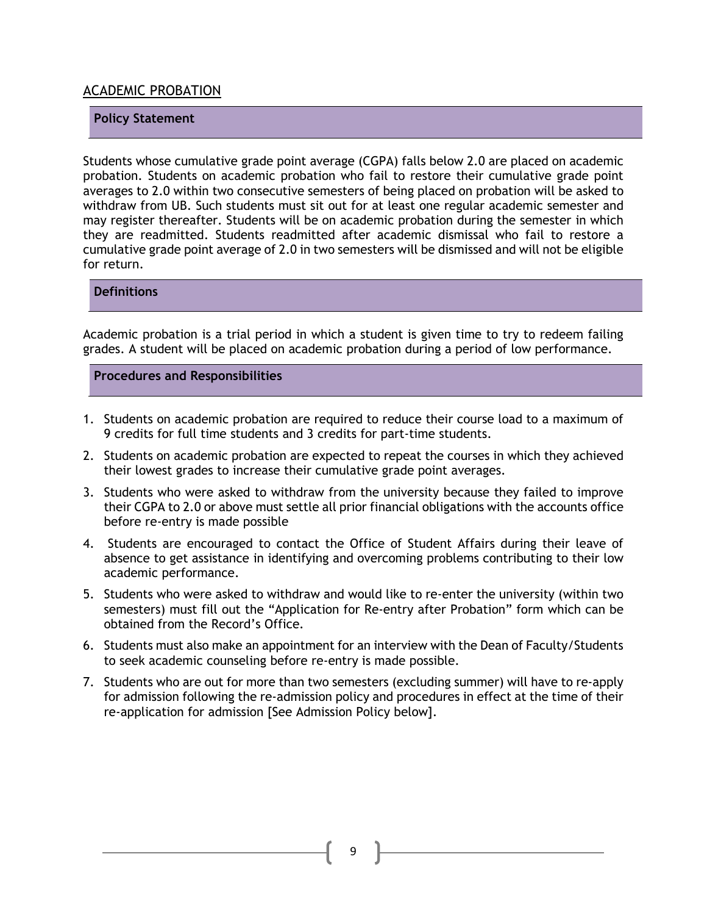## ACADEMIC PROBATION

### Policy Statement

Students whose cumulative grade point average (CGPA) falls below 2.0 are placed on academic probation. Students on academic probation who fail to restore their cumulative grade point averages to 2.0 within two consecutive semesters of being placed on probation will be asked to withdraw from UB. Such students must sit out for at least one regular academic semester and may register thereafter. Students will be on academic probation during the semester in which they are readmitted. Students readmitted after academic dismissal who fail to restore a cumulative grade point average of 2.0 in two semesters will be dismissed and will not be eligible for return.

### Definitions

Academic probation is a trial period in which a student is given time to try to redeem failing grades. A student will be placed on academic probation during a period of low performance.

### Procedures and Responsibilities

1. Students on academic probation are required to reduce their course load to a maximum of 9 credits for full time students and 3 credits for part-time students.
2. Students on academic probation are expected to repeat the courses in which they achieved their lowest grades to increase their cumulative grade point averages.
3. Students who were asked to withdraw from the university because they failed to improve their CGPA to 2.0 or above must settle all prior financial obligations with the accounts office before re-entry is made possible
4. Students are encouraged to contact the Office of Student Affairs during their leave of absence to get assistance in identifying and overcoming problems contributing to their low academic performance.
5. Students who were asked to withdraw and would like to re-enter the university (within two semesters) must fill out the "Application for Re-entry after Probation" form which can be obtained from the Record's Office.
6. Students must also make an appointment for an interview with the Dean of Faculty/Students to seek academic counseling before re-entry is made possible.
7. Students who are out for more than two semesters (excluding summer) will have to re-apply for admission following the re-admission policy and procedures in effect at the time of their re-application for admission [See Admission Policy below].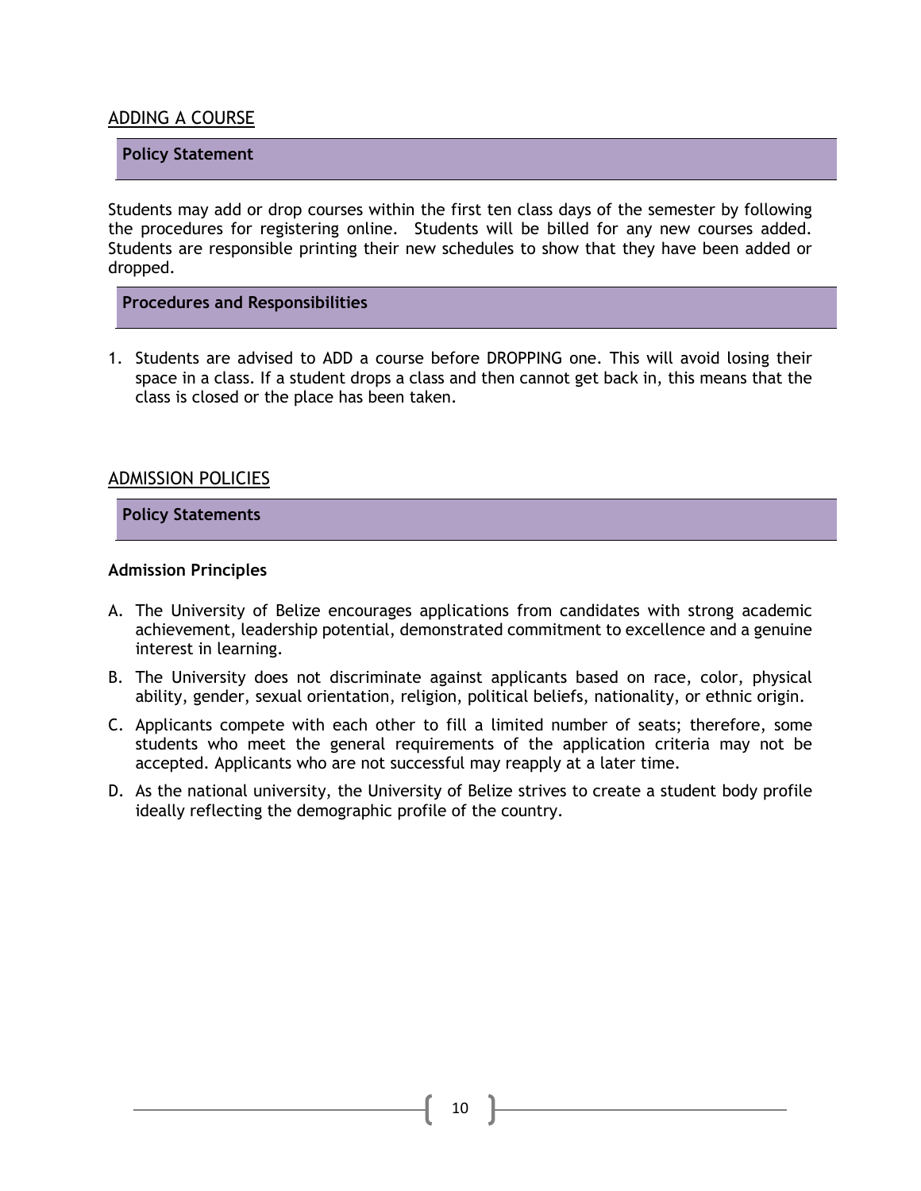## ADDING A COURSE

### Policy Statement

Students may add or drop courses within the first ten class days of the semester by following the procedures for registering online. Students will be billed for any new courses added. Students are responsible printing their new schedules to show that they have been added or dropped.

### Procedures and Responsibilities

1. Students are advised to ADD a course before DROPPING one. This will avoid losing their space in a class. If a student drops a class and then cannot get back in, this means that the class is closed or the place has been taken.

## ADMISSION POLICIES

### Policy Statements

**Admission Principles**

A. The University of Belize encourages applications from candidates with strong academic achievement, leadership potential, demonstrated commitment to excellence and a genuine interest in learning.

B. The University does not discriminate against applicants based on race, color, physical ability, gender, sexual orientation, religion, political beliefs, nationality, or ethnic origin.

C. Applicants compete with each other to fill a limited number of seats; therefore, some students who meet the general requirements of the application criteria may not be accepted. Applicants who are not successful may reapply at a later time.

D. As the national university, the University of Belize strives to create a student body profile ideally reflecting the demographic profile of the country.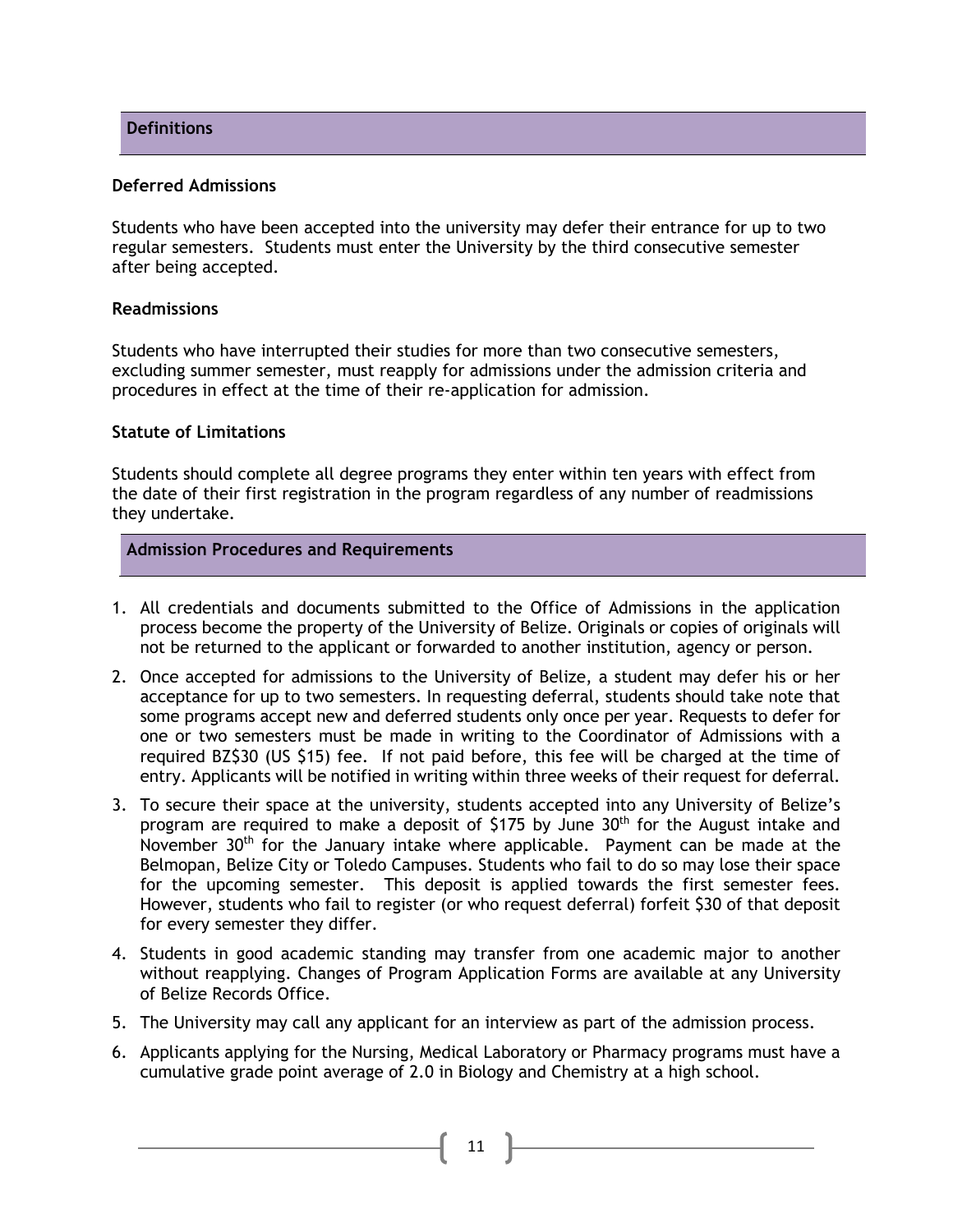## Definitions

### Deferred Admissions

Students who have been accepted into the university may defer their entrance for up to two regular semesters. Students must enter the University by the third consecutive semester after being accepted.

### Readmissions

Students who have interrupted their studies for more than two consecutive semesters, excluding summer semester, must reapply for admissions under the admission criteria and procedures in effect at the time of their re-application for admission.

### Statute of Limitations

Students should complete all degree programs they enter within ten years with effect from the date of their first registration in the program regardless of any number of readmissions they undertake.

## Admission Procedures and Requirements

1. All credentials and documents submitted to the Office of Admissions in the application process become the property of the University of Belize. Originals or copies of originals will not be returned to the applicant or forwarded to another institution, agency or person.
2. Once accepted for admissions to the University of Belize, a student may defer his or her acceptance for up to two semesters. In requesting deferral, students should take note that some programs accept new and deferred students only once per year. Requests to defer for one or two semesters must be made in writing to the Coordinator of Admissions with a required BZ$30 (US $15) fee. If not paid before, this fee will be charged at the time of entry. Applicants will be notified in writing within three weeks of their request for deferral.
3. To secure their space at the university, students accepted into any University of Belize's program are required to make a deposit of $175 by June 30th for the August intake and November 30th for the January intake where applicable. Payment can be made at the Belmopan, Belize City or Toledo Campuses. Students who fail to do so may lose their space for the upcoming semester. This deposit is applied towards the first semester fees. However, students who fail to register (or who request deferral) forfeit $30 of that deposit for every semester they differ.
4. Students in good academic standing may transfer from one academic major to another without reapplying. Changes of Program Application Forms are available at any University of Belize Records Office.
5. The University may call any applicant for an interview as part of the admission process.
6. Applicants applying for the Nursing, Medical Laboratory or Pharmacy programs must have a cumulative grade point average of 2.0 in Biology and Chemistry at a high school.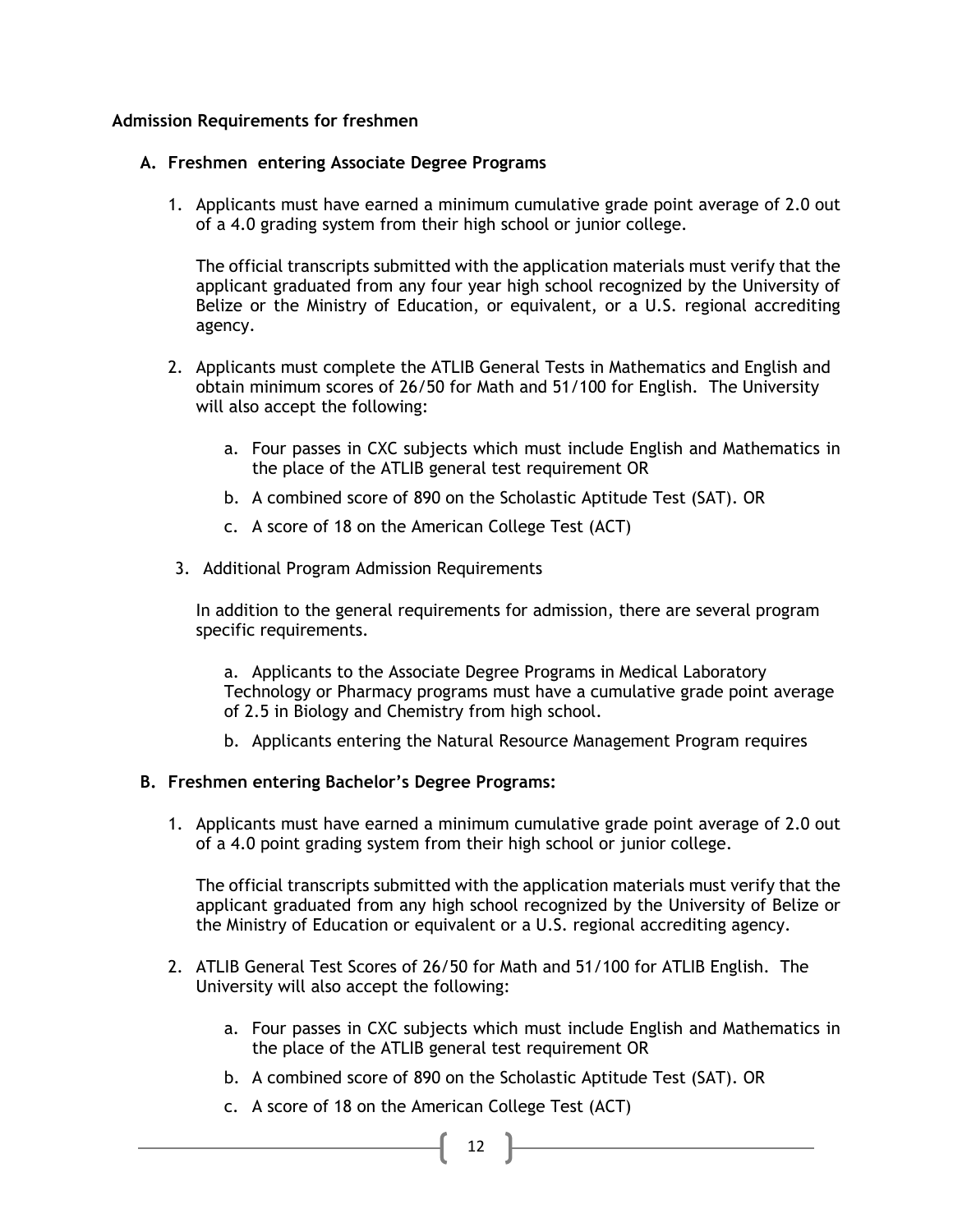**Admission Requirements for freshmen**

**A. Freshmen entering Associate Degree Programs**

1. Applicants must have earned a minimum cumulative grade point average of 2.0 out of a 4.0 grading system from their high school or junior college.

   The official transcripts submitted with the application materials must verify that the applicant graduated from any four year high school recognized by the University of Belize or the Ministry of Education, or equivalent, or a U.S. regional accrediting agency.

2. Applicants must complete the ATLIB General Tests in Mathematics and English and obtain minimum scores of 26/50 for Math and 51/100 for English. The University will also accept the following:

   a. Four passes in CXC subjects which must include English and Mathematics in the place of the ATLIB general test requirement OR

   b. A combined score of 890 on the Scholastic Aptitude Test (SAT). OR

   c. A score of 18 on the American College Test (ACT)

3. Additional Program Admission Requirements

   In addition to the general requirements for admission, there are several program specific requirements.

   a. Applicants to the Associate Degree Programs in Medical Laboratory Technology or Pharmacy programs must have a cumulative grade point average of 2.5 in Biology and Chemistry from high school.

   b. Applicants entering the Natural Resource Management Program requires

**B. Freshmen entering Bachelor's Degree Programs:**

1. Applicants must have earned a minimum cumulative grade point average of 2.0 out of a 4.0 point grading system from their high school or junior college.

   The official transcripts submitted with the application materials must verify that the applicant graduated from any high school recognized by the University of Belize or the Ministry of Education or equivalent or a U.S. regional accrediting agency.

2. ATLIB General Test Scores of 26/50 for Math and 51/100 for ATLIB English. The University will also accept the following:

   a. Four passes in CXC subjects which must include English and Mathematics in the place of the ATLIB general test requirement OR

   b. A combined score of 890 on the Scholastic Aptitude Test (SAT). OR

   c. A score of 18 on the American College Test (ACT)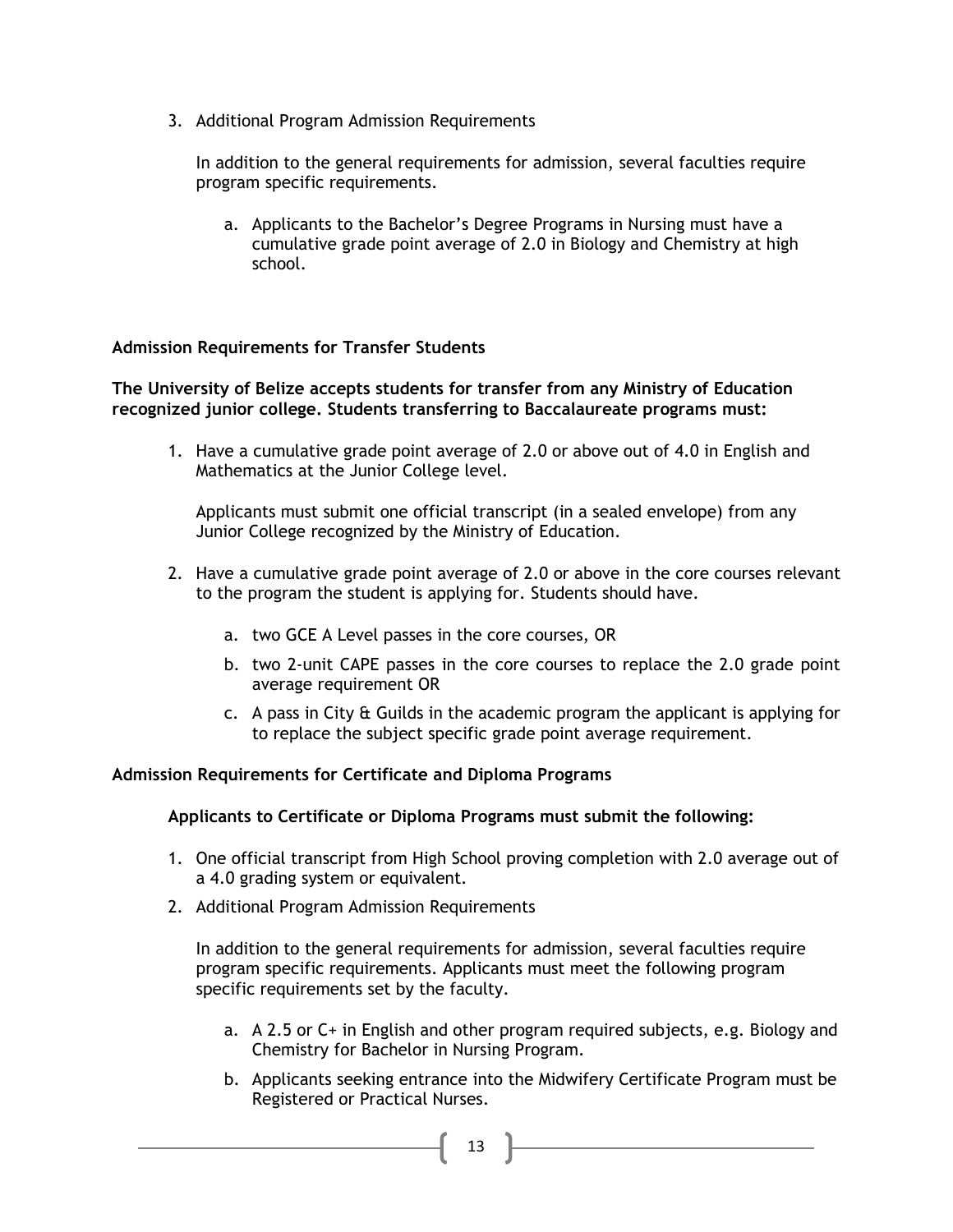3. Additional Program Admission Requirements

   In addition to the general requirements for admission, several faculties require program specific requirements.

   a. Applicants to the Bachelor's Degree Programs in Nursing must have a cumulative grade point average of 2.0 in Biology and Chemistry at high school.

**Admission Requirements for Transfer Students**

**The University of Belize accepts students for transfer from any Ministry of Education recognized junior college. Students transferring to Baccalaureate programs must:**

1. Have a cumulative grade point average of 2.0 or above out of 4.0 in English and Mathematics at the Junior College level.

   Applicants must submit one official transcript (in a sealed envelope) from any Junior College recognized by the Ministry of Education.

2. Have a cumulative grade point average of 2.0 or above in the core courses relevant to the program the student is applying for. Students should have.

   a. two GCE A Level passes in the core courses, OR
   b. two 2-unit CAPE passes in the core courses to replace the 2.0 grade point average requirement OR
   c. A pass in City & Guilds in the academic program the applicant is applying for to replace the subject specific grade point average requirement.

**Admission Requirements for Certificate and Diploma Programs**

**Applicants to Certificate or Diploma Programs must submit the following:**

1. One official transcript from High School proving completion with 2.0 average out of a 4.0 grading system or equivalent.
2. Additional Program Admission Requirements

   In addition to the general requirements for admission, several faculties require program specific requirements. Applicants must meet the following program specific requirements set by the faculty.

   a. A 2.5 or C+ in English and other program required subjects, e.g. Biology and Chemistry for Bachelor in Nursing Program.
   b. Applicants seeking entrance into the Midwifery Certificate Program must be Registered or Practical Nurses.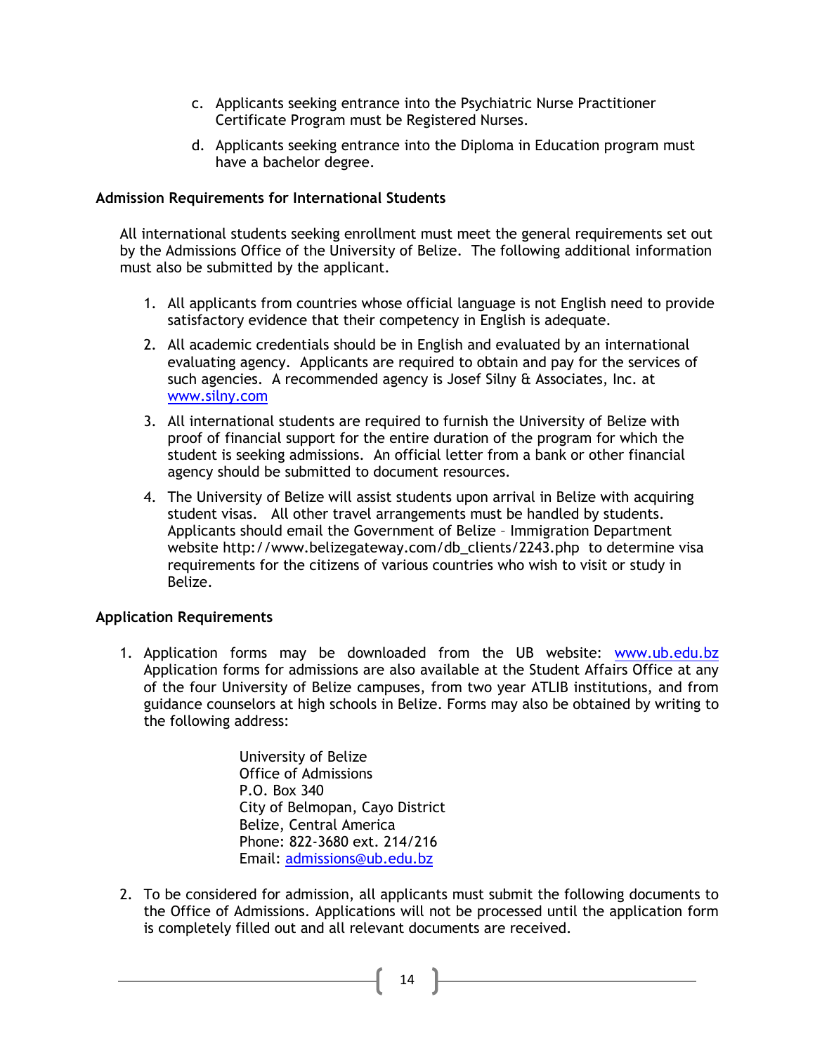c. Applicants seeking entrance into the Psychiatric Nurse Practitioner Certificate Program must be Registered Nurses.

d. Applicants seeking entrance into the Diploma in Education program must have a bachelor degree.

**Admission Requirements for International Students**

All international students seeking enrollment must meet the general requirements set out by the Admissions Office of the University of Belize. The following additional information must also be submitted by the applicant.

1. All applicants from countries whose official language is not English need to provide satisfactory evidence that their competency in English is adequate.
2. All academic credentials should be in English and evaluated by an international evaluating agency. Applicants are required to obtain and pay for the services of such agencies. A recommended agency is Josef Silny & Associates, Inc. at www.silny.com
3. All international students are required to furnish the University of Belize with proof of financial support for the entire duration of the program for which the student is seeking admissions. An official letter from a bank or other financial agency should be submitted to document resources.
4. The University of Belize will assist students upon arrival in Belize with acquiring student visas. All other travel arrangements must be handled by students. Applicants should email the Government of Belize – Immigration Department website http://www.belizegateway.com/db_clients/2243.php to determine visa requirements for the citizens of various countries who wish to visit or study in Belize.

**Application Requirements**

1. Application forms may be downloaded from the UB website: www.ub.edu.bz Application forms for admissions are also available at the Student Affairs Office at any of the four University of Belize campuses, from two year ATLIB institutions, and from guidance counselors at high schools in Belize. Forms may also be obtained by writing to the following address:

   University of Belize
   Office of Admissions
   P.O. Box 340
   City of Belmopan, Cayo District
   Belize, Central America
   Phone: 822-3680 ext. 214/216
   Email: admissions@ub.edu.bz

2. To be considered for admission, all applicants must submit the following documents to the Office of Admissions. Applications will not be processed until the application form is completely filled out and all relevant documents are received.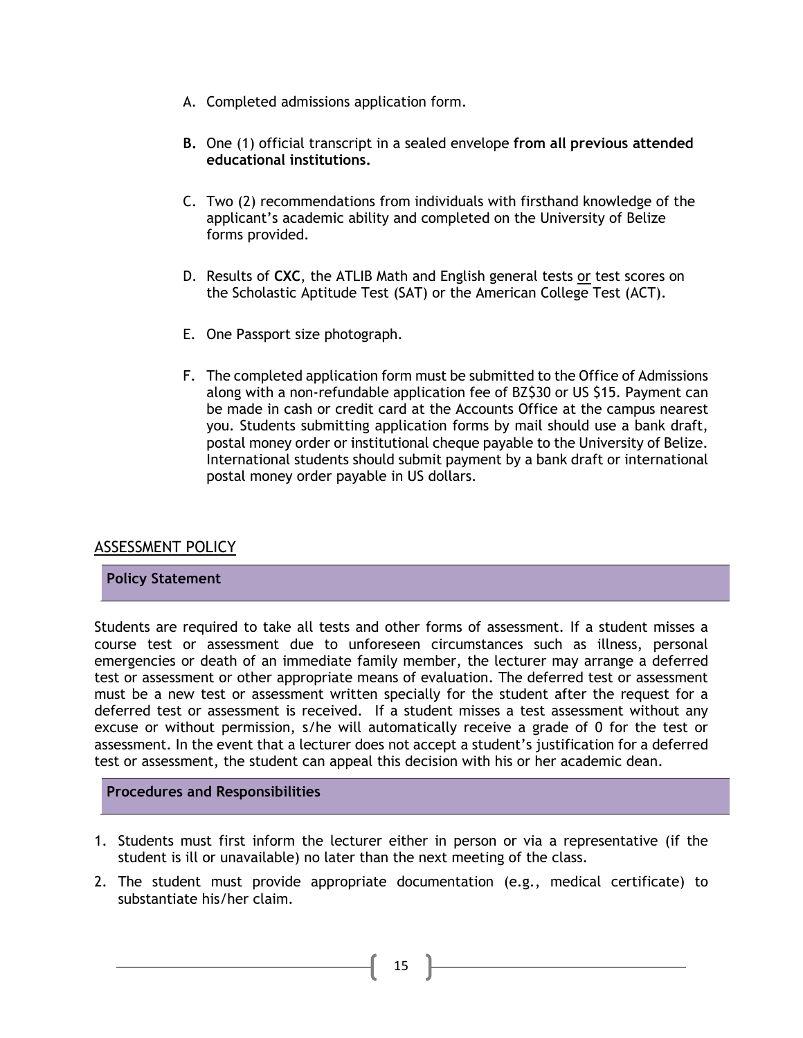A. Completed admissions application form.

**B.** One (1) official transcript in a sealed envelope **from all previous attended educational institutions.**

C. Two (2) recommendations from individuals with firsthand knowledge of the applicant's academic ability and completed on the University of Belize forms provided.

D. Results of **CXC**, the ATLIB Math and English general tests <u>or</u> test scores on the Scholastic Aptitude Test (SAT) or the American College Test (ACT).

E. One Passport size photograph.

F. The completed application form must be submitted to the Office of Admissions along with a non-refundable application fee of BZ$30 or US $15. Payment can be made in cash or credit card at the Accounts Office at the campus nearest you. Students submitting application forms by mail should use a bank draft, postal money order or institutional cheque payable to the University of Belize. International students should submit payment by a bank draft or international postal money order payable in US dollars.

## ASSESSMENT POLICY

### Policy Statement

Students are required to take all tests and other forms of assessment. If a student misses a course test or assessment due to unforeseen circumstances such as illness, personal emergencies or death of an immediate family member, the lecturer may arrange a deferred test or assessment or other appropriate means of evaluation. The deferred test or assessment must be a new test or assessment written specially for the student after the request for a deferred test or assessment is received. If a student misses a test assessment without any excuse or without permission, s/he will automatically receive a grade of 0 for the test or assessment. In the event that a lecturer does not accept a student's justification for a deferred test or assessment, the student can appeal this decision with his or her academic dean.

### Procedures and Responsibilities

1. Students must first inform the lecturer either in person or via a representative (if the student is ill or unavailable) no later than the next meeting of the class.
2. The student must provide appropriate documentation (e.g., medical certificate) to substantiate his/her claim.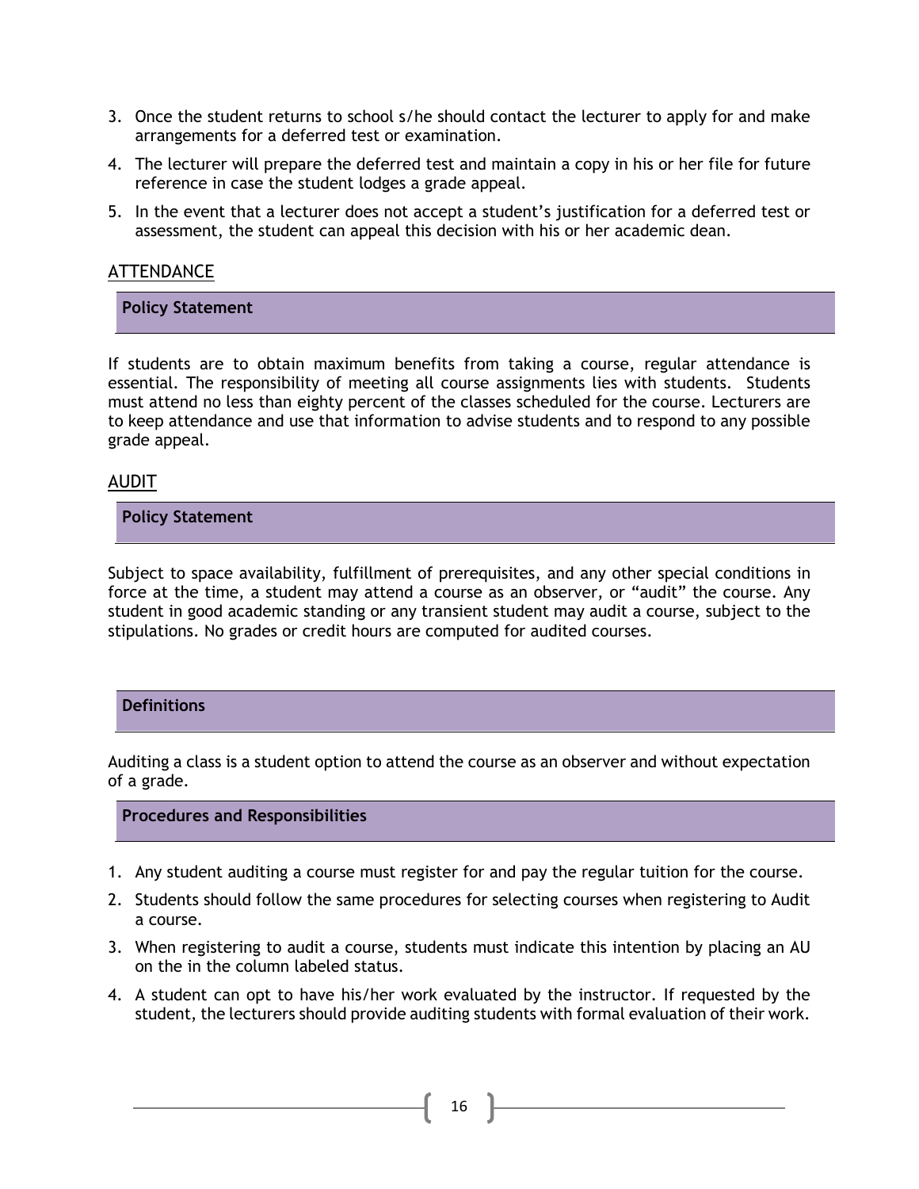3. Once the student returns to school s/he should contact the lecturer to apply for and make arrangements for a deferred test or examination.
4. The lecturer will prepare the deferred test and maintain a copy in his or her file for future reference in case the student lodges a grade appeal.
5. In the event that a lecturer does not accept a student's justification for a deferred test or assessment, the student can appeal this decision with his or her academic dean.

## ATTENDANCE

### Policy Statement

If students are to obtain maximum benefits from taking a course, regular attendance is essential. The responsibility of meeting all course assignments lies with students. Students must attend no less than eighty percent of the classes scheduled for the course. Lecturers are to keep attendance and use that information to advise students and to respond to any possible grade appeal.

## AUDIT

### Policy Statement

Subject to space availability, fulfillment of prerequisites, and any other special conditions in force at the time, a student may attend a course as an observer, or "audit" the course. Any student in good academic standing or any transient student may audit a course, subject to the stipulations. No grades or credit hours are computed for audited courses.

### Definitions

Auditing a class is a student option to attend the course as an observer and without expectation of a grade.

### Procedures and Responsibilities

1. Any student auditing a course must register for and pay the regular tuition for the course.
2. Students should follow the same procedures for selecting courses when registering to Audit a course.
3. When registering to audit a course, students must indicate this intention by placing an AU on the in the column labeled status.
4. A student can opt to have his/her work evaluated by the instructor. If requested by the student, the lecturers should provide auditing students with formal evaluation of their work.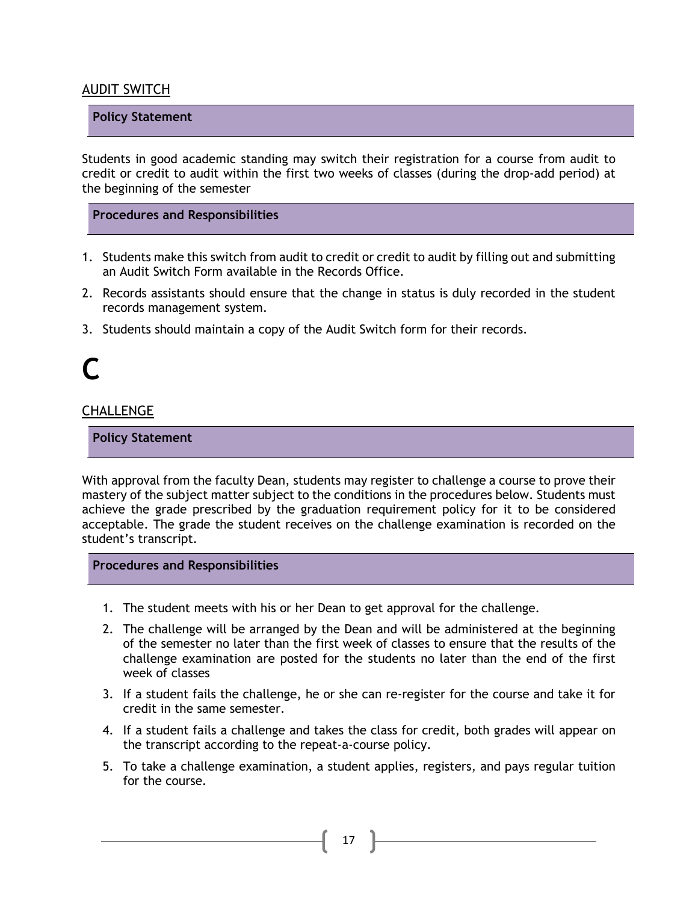## AUDIT SWITCH

### Policy Statement

Students in good academic standing may switch their registration for a course from audit to credit or credit to audit within the first two weeks of classes (during the drop-add period) at the beginning of the semester

### Procedures and Responsibilities

1. Students make this switch from audit to credit or credit to audit by filling out and submitting an Audit Switch Form available in the Records Office.
2. Records assistants should ensure that the change in status is duly recorded in the student records management system.
3. Students should maintain a copy of the Audit Switch form for their records.

# C

## CHALLENGE

### Policy Statement

With approval from the faculty Dean, students may register to challenge a course to prove their mastery of the subject matter subject to the conditions in the procedures below. Students must achieve the grade prescribed by the graduation requirement policy for it to be considered acceptable. The grade the student receives on the challenge examination is recorded on the student's transcript.

### Procedures and Responsibilities

1. The student meets with his or her Dean to get approval for the challenge.
2. The challenge will be arranged by the Dean and will be administered at the beginning of the semester no later than the first week of classes to ensure that the results of the challenge examination are posted for the students no later than the end of the first week of classes
3. If a student fails the challenge, he or she can re-register for the course and take it for credit in the same semester.
4. If a student fails a challenge and takes the class for credit, both grades will appear on the transcript according to the repeat-a-course policy.
5. To take a challenge examination, a student applies, registers, and pays regular tuition for the course.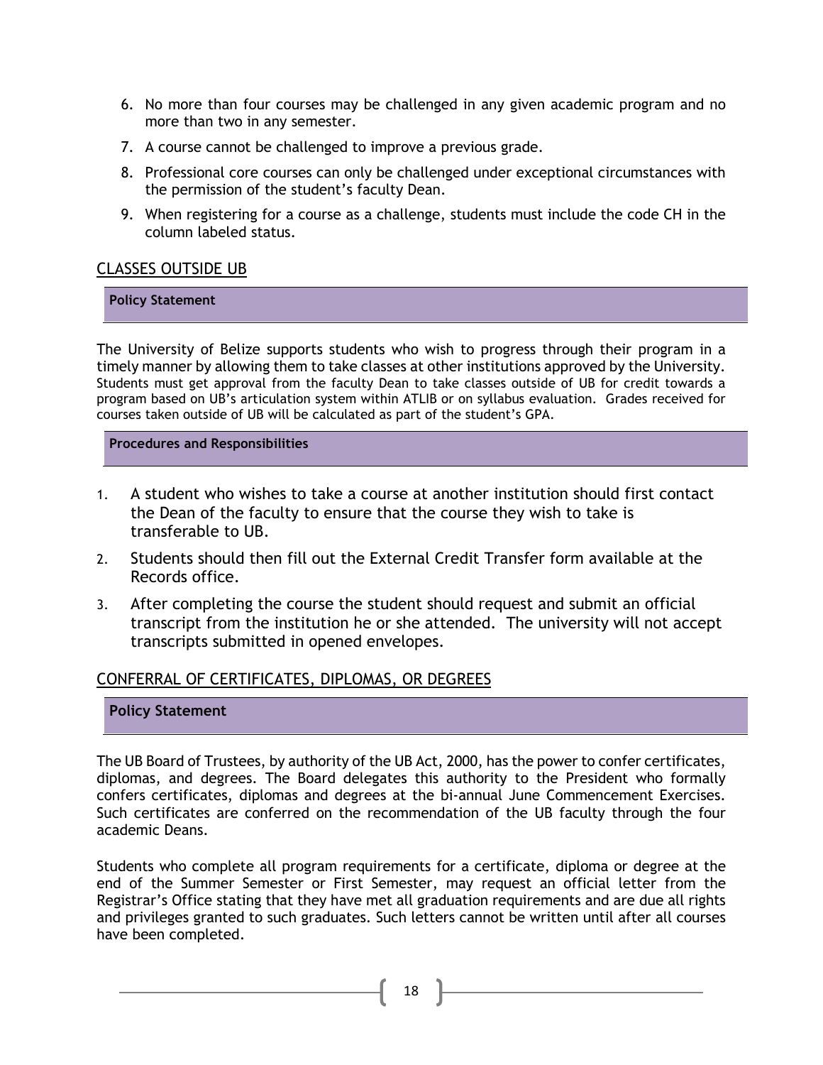6. No more than four courses may be challenged in any given academic program and no more than two in any semester.
7. A course cannot be challenged to improve a previous grade.
8. Professional core courses can only be challenged under exceptional circumstances with the permission of the student's faculty Dean.
9. When registering for a course as a challenge, students must include the code CH in the column labeled status.

## CLASSES OUTSIDE UB

**Policy Statement**

The University of Belize supports students who wish to progress through their program in a timely manner by allowing them to take classes at other institutions approved by the University. Students must get approval from the faculty Dean to take classes outside of UB for credit towards a program based on UB's articulation system within ATLIB or on syllabus evaluation. Grades received for courses taken outside of UB will be calculated as part of the student's GPA.

**Procedures and Responsibilities**

1. A student who wishes to take a course at another institution should first contact the Dean of the faculty to ensure that the course they wish to take is transferable to UB.
2. Students should then fill out the External Credit Transfer form available at the Records office.
3. After completing the course the student should request and submit an official transcript from the institution he or she attended. The university will not accept transcripts submitted in opened envelopes.

## CONFERRAL OF CERTIFICATES, DIPLOMAS, OR DEGREES

**Policy Statement**

The UB Board of Trustees, by authority of the UB Act, 2000, has the power to confer certificates, diplomas, and degrees. The Board delegates this authority to the President who formally confers certificates, diplomas and degrees at the bi-annual June Commencement Exercises. Such certificates are conferred on the recommendation of the UB faculty through the four academic Deans.

Students who complete all program requirements for a certificate, diploma or degree at the end of the Summer Semester or First Semester, may request an official letter from the Registrar's Office stating that they have met all graduation requirements and are due all rights and privileges granted to such graduates. Such letters cannot be written until after all courses have been completed.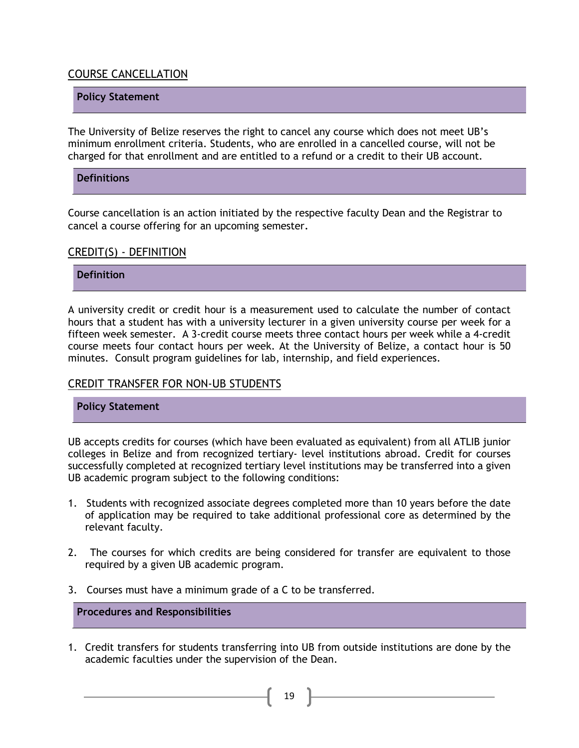## COURSE CANCELLATION

### Policy Statement

The University of Belize reserves the right to cancel any course which does not meet UB's minimum enrollment criteria. Students, who are enrolled in a cancelled course, will not be charged for that enrollment and are entitled to a refund or a credit to their UB account.

### Definitions

Course cancellation is an action initiated by the respective faculty Dean and the Registrar to cancel a course offering for an upcoming semester.

## CREDIT(S) - DEFINITION

### Definition

A university credit or credit hour is a measurement used to calculate the number of contact hours that a student has with a university lecturer in a given university course per week for a fifteen week semester. A 3-credit course meets three contact hours per week while a 4-credit course meets four contact hours per week. At the University of Belize, a contact hour is 50 minutes. Consult program guidelines for lab, internship, and field experiences.

## CREDIT TRANSFER FOR NON-UB STUDENTS

### Policy Statement

UB accepts credits for courses (which have been evaluated as equivalent) from all ATLIB junior colleges in Belize and from recognized tertiary- level institutions abroad. Credit for courses successfully completed at recognized tertiary level institutions may be transferred into a given UB academic program subject to the following conditions:

1. Students with recognized associate degrees completed more than 10 years before the date of application may be required to take additional professional core as determined by the relevant faculty.

2. The courses for which credits are being considered for transfer are equivalent to those required by a given UB academic program.

3. Courses must have a minimum grade of a C to be transferred.

### Procedures and Responsibilities

1. Credit transfers for students transferring into UB from outside institutions are done by the academic faculties under the supervision of the Dean.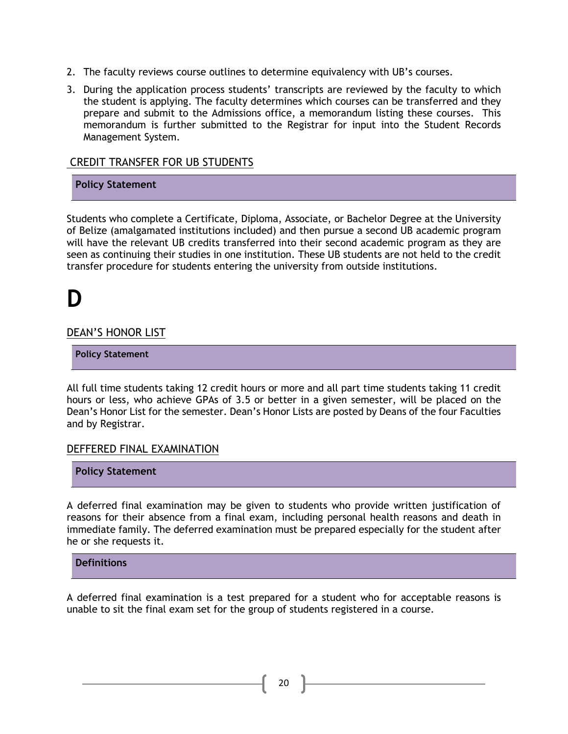2. The faculty reviews course outlines to determine equivalency with UB's courses.
3. During the application process students' transcripts are reviewed by the faculty to which the student is applying. The faculty determines which courses can be transferred and they prepare and submit to the Admissions office, a memorandum listing these courses. This memorandum is further submitted to the Registrar for input into the Student Records Management System.

## CREDIT TRANSFER FOR UB STUDENTS

**Policy Statement**

Students who complete a Certificate, Diploma, Associate, or Bachelor Degree at the University of Belize (amalgamated institutions included) and then pursue a second UB academic program will have the relevant UB credits transferred into their second academic program as they are seen as continuing their studies in one institution. These UB students are not held to the credit transfer procedure for students entering the university from outside institutions.

# D

## DEAN'S HONOR LIST

**Policy Statement**

All full time students taking 12 credit hours or more and all part time students taking 11 credit hours or less, who achieve GPAs of 3.5 or better in a given semester, will be placed on the Dean's Honor List for the semester. Dean's Honor Lists are posted by Deans of the four Faculties and by Registrar.

## DEFFERED FINAL EXAMINATION

**Policy Statement**

A deferred final examination may be given to students who provide written justification of reasons for their absence from a final exam, including personal health reasons and death in immediate family. The deferred examination must be prepared especially for the student after he or she requests it.

**Definitions**

A deferred final examination is a test prepared for a student who for acceptable reasons is unable to sit the final exam set for the group of students registered in a course.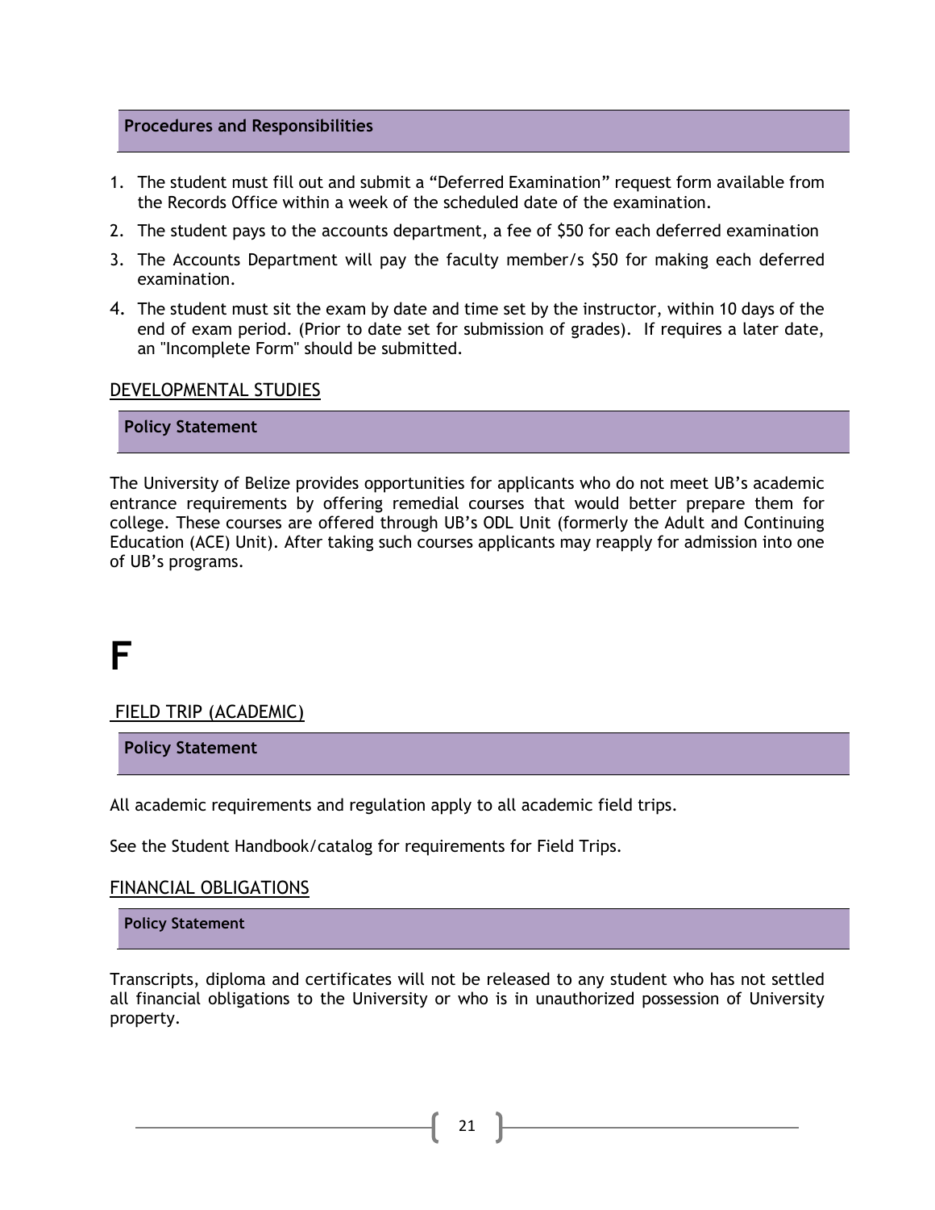### Procedures and Responsibilities

1. The student must fill out and submit a “Deferred Examination” request form available from the Records Office within a week of the scheduled date of the examination.
2. The student pays to the accounts department, a fee of $50 for each deferred examination
3. The Accounts Department will pay the faculty member/s $50 for making each deferred examination.
4. The student must sit the exam by date and time set by the instructor, within 10 days of the end of exam period. (Prior to date set for submission of grades). If requires a later date, an "Incomplete Form" should be submitted.

## DEVELOPMENTAL STUDIES

### Policy Statement

The University of Belize provides opportunities for applicants who do not meet UB’s academic entrance requirements by offering remedial courses that would better prepare them for college. These courses are offered through UB’s ODL Unit (formerly the Adult and Continuing Education (ACE) Unit). After taking such courses applicants may reapply for admission into one of UB’s programs.

# F

## FIELD TRIP (ACADEMIC)

### Policy Statement

All academic requirements and regulation apply to all academic field trips.

See the Student Handbook/catalog for requirements for Field Trips.

## FINANCIAL OBLIGATIONS

### Policy Statement

Transcripts, diploma and certificates will not be released to any student who has not settled all financial obligations to the University or who is in unauthorized possession of University property.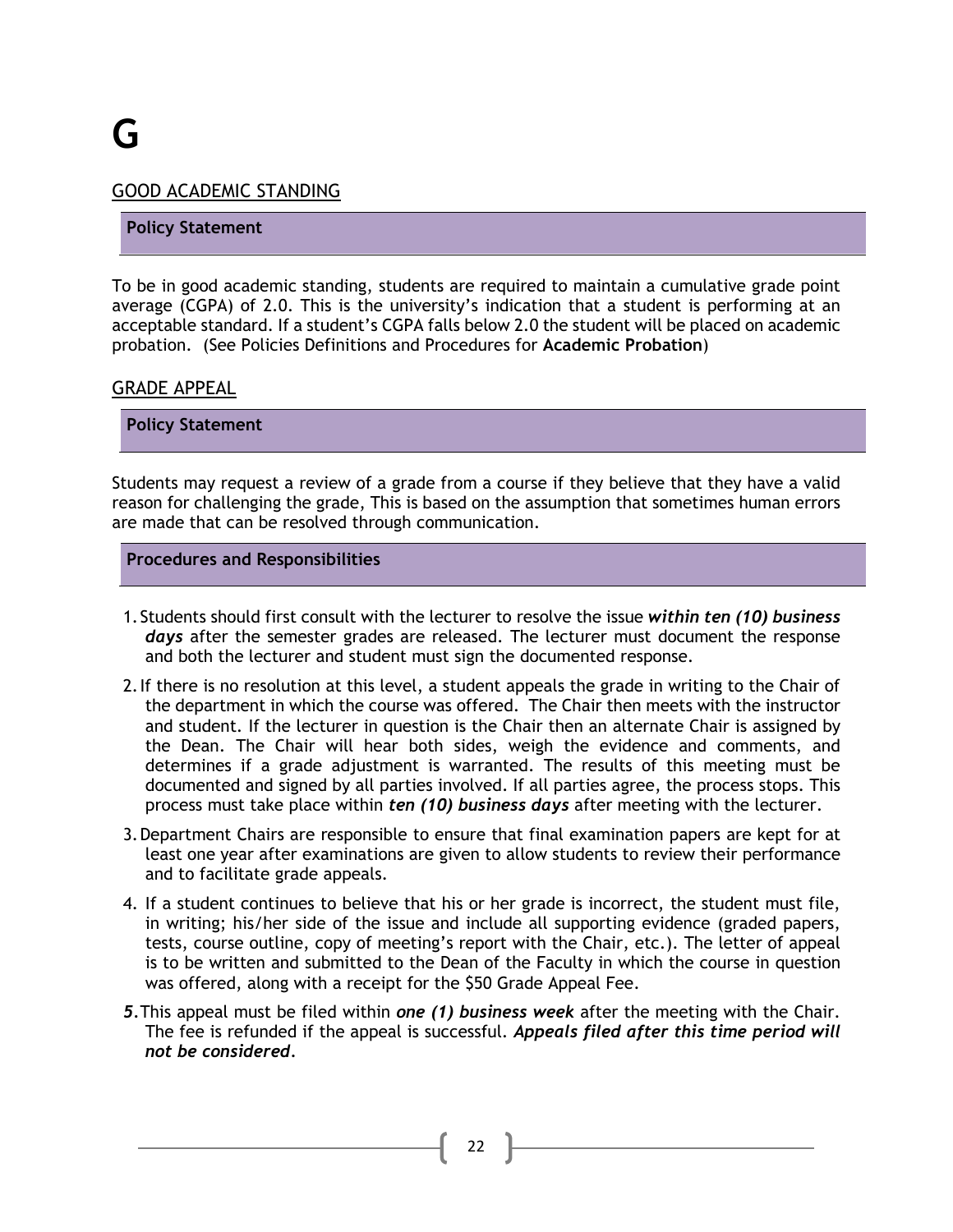# G

## GOOD ACADEMIC STANDING

### Policy Statement

To be in good academic standing, students are required to maintain a cumulative grade point average (CGPA) of 2.0. This is the university's indication that a student is performing at an acceptable standard. If a student's CGPA falls below 2.0 the student will be placed on academic probation. (See Policies Definitions and Procedures for **Academic Probation**)

## GRADE APPEAL

### Policy Statement

Students may request a review of a grade from a course if they believe that they have a valid reason for challenging the grade, This is based on the assumption that sometimes human errors are made that can be resolved through communication.

### Procedures and Responsibilities

1. Students should first consult with the lecturer to resolve the issue ***within ten (10) business days*** after the semester grades are released. The lecturer must document the response and both the lecturer and student must sign the documented response.
2. If there is no resolution at this level, a student appeals the grade in writing to the Chair of the department in which the course was offered. The Chair then meets with the instructor and student. If the lecturer in question is the Chair then an alternate Chair is assigned by the Dean. The Chair will hear both sides, weigh the evidence and comments, and determines if a grade adjustment is warranted. The results of this meeting must be documented and signed by all parties involved. If all parties agree, the process stops. This process must take place within ***ten (10) business days*** after meeting with the lecturer.
3. Department Chairs are responsible to ensure that final examination papers are kept for at least one year after examinations are given to allow students to review their performance and to facilitate grade appeals.
4. If a student continues to believe that his or her grade is incorrect, the student must file, in writing; his/her side of the issue and include all supporting evidence (graded papers, tests, course outline, copy of meeting's report with the Chair, etc.). The letter of appeal is to be written and submitted to the Dean of the Faculty in which the course in question was offered, along with a receipt for the $50 Grade Appeal Fee.
5. This appeal must be filed within ***one (1) business week*** after the meeting with the Chair. The fee is refunded if the appeal is successful. ***Appeals filed after this time period will not be considered***.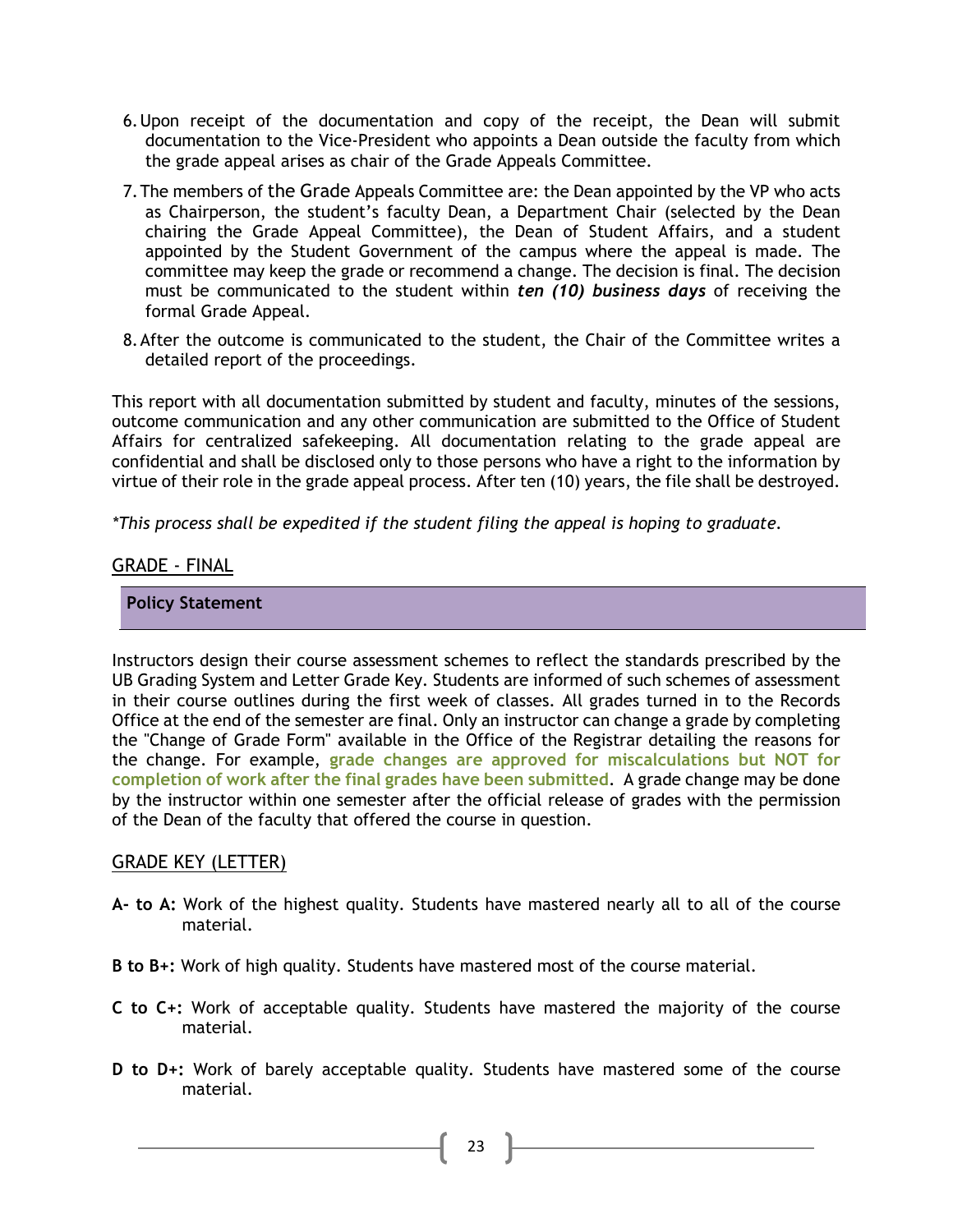6. Upon receipt of the documentation and copy of the receipt, the Dean will submit documentation to the Vice-President who appoints a Dean outside the faculty from which the grade appeal arises as chair of the Grade Appeals Committee.
7. The members of the Grade Appeals Committee are: the Dean appointed by the VP who acts as Chairperson, the student's faculty Dean, a Department Chair (selected by the Dean chairing the Grade Appeal Committee), the Dean of Student Affairs, and a student appointed by the Student Government of the campus where the appeal is made. The committee may keep the grade or recommend a change. The decision is final. The decision must be communicated to the student within ***ten (10) business days*** of receiving the formal Grade Appeal.
8. After the outcome is communicated to the student, the Chair of the Committee writes a detailed report of the proceedings.

This report with all documentation submitted by student and faculty, minutes of the sessions, outcome communication and any other communication are submitted to the Office of Student Affairs for centralized safekeeping. All documentation relating to the grade appeal are confidential and shall be disclosed only to those persons who have a right to the information by virtue of their role in the grade appeal process. After ten (10) years, the file shall be destroyed.

*\*This process shall be expedited if the student filing the appeal is hoping to graduate.*

## GRADE - FINAL

**Policy Statement**

Instructors design their course assessment schemes to reflect the standards prescribed by the UB Grading System and Letter Grade Key. Students are informed of such schemes of assessment in their course outlines during the first week of classes. All grades turned in to the Records Office at the end of the semester are final. Only an instructor can change a grade by completing the "Change of Grade Form" available in the Office of the Registrar detailing the reasons for the change. For example, **grade changes are approved for miscalculations but NOT for completion of work after the final grades have been submitted**. A grade change may be done by the instructor within one semester after the official release of grades with the permission of the Dean of the faculty that offered the course in question.

## GRADE KEY (LETTER)

**A- to A:** Work of the highest quality. Students have mastered nearly all to all of the course material.

**B to B+:** Work of high quality. Students have mastered most of the course material.

**C to C+:** Work of acceptable quality. Students have mastered the majority of the course material.

**D to D+:** Work of barely acceptable quality. Students have mastered some of the course material.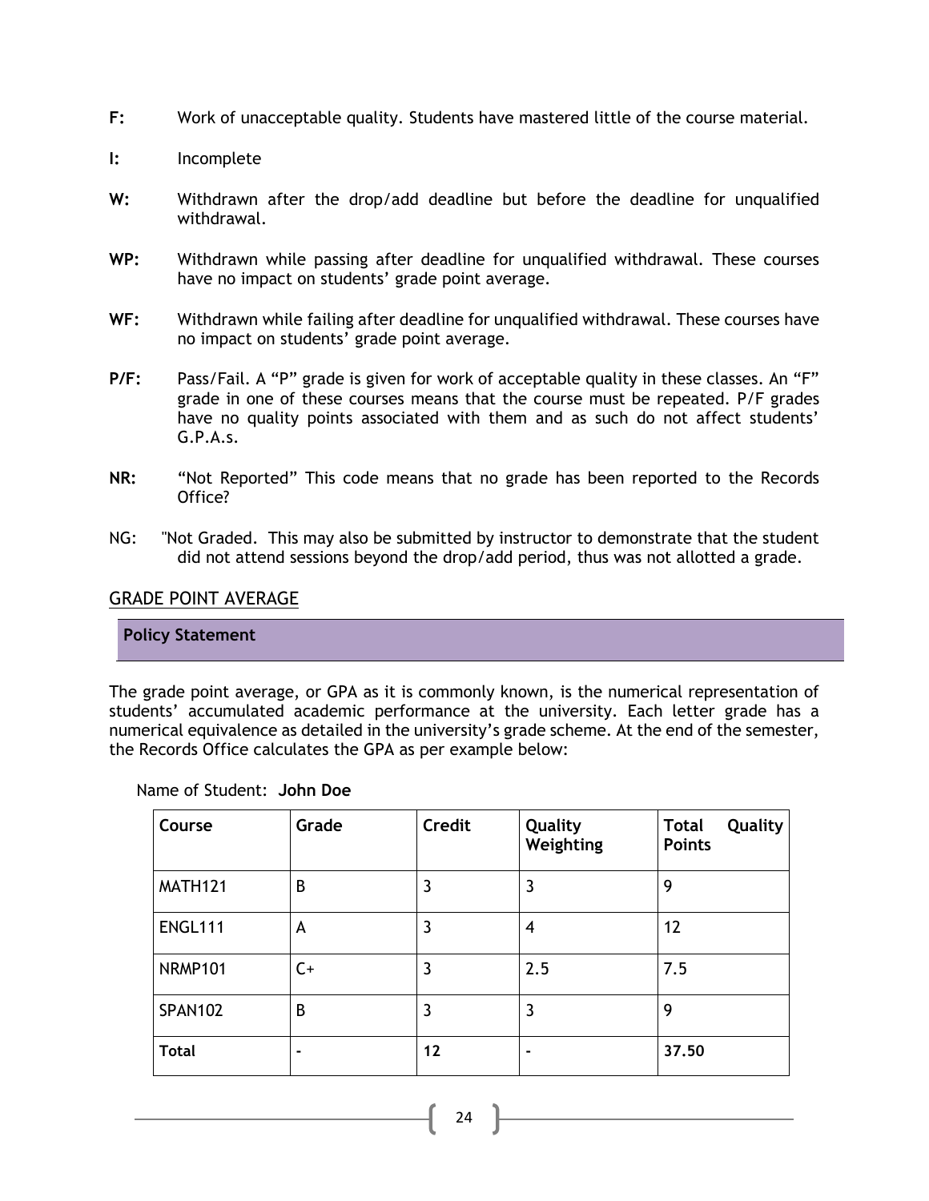**F:** Work of unacceptable quality. Students have mastered little of the course material.

**I:** Incomplete

**W:** Withdrawn after the drop/add deadline but before the deadline for unqualified withdrawal.

**WP:** Withdrawn while passing after deadline for unqualified withdrawal. These courses have no impact on students' grade point average.

**WF:** Withdrawn while failing after deadline for unqualified withdrawal. These courses have no impact on students' grade point average.

**P/F:** Pass/Fail. A "P" grade is given for work of acceptable quality in these classes. An "F" grade in one of these courses means that the course must be repeated. P/F grades have no quality points associated with them and as such do not affect students' G.P.A.s.

**NR:** "Not Reported" This code means that no grade has been reported to the Records Office?

NG: "Not Graded. This may also be submitted by instructor to demonstrate that the student did not attend sessions beyond the drop/add period, thus was not allotted a grade.

## GRADE POINT AVERAGE

**Policy Statement**

The grade point average, or GPA as it is commonly known, is the numerical representation of students' accumulated academic performance at the university. Each letter grade has a numerical equivalence as detailed in the university's grade scheme. At the end of the semester, the Records Office calculates the GPA as per example below:

Name of Student: **John Doe**

| Course | Grade | Credit | Quality Weighting | Total Quality Points |
|---|---|---|---|---|
| MATH121 | B | 3 | 3 | 9 |
| ENGL111 | A | 3 | 4 | 12 |
| NRMP101 | C+ | 3 | 2.5 | 7.5 |
| SPAN102 | B | 3 | 3 | 9 |
| **Total** | - | **12** | - | **37.50** |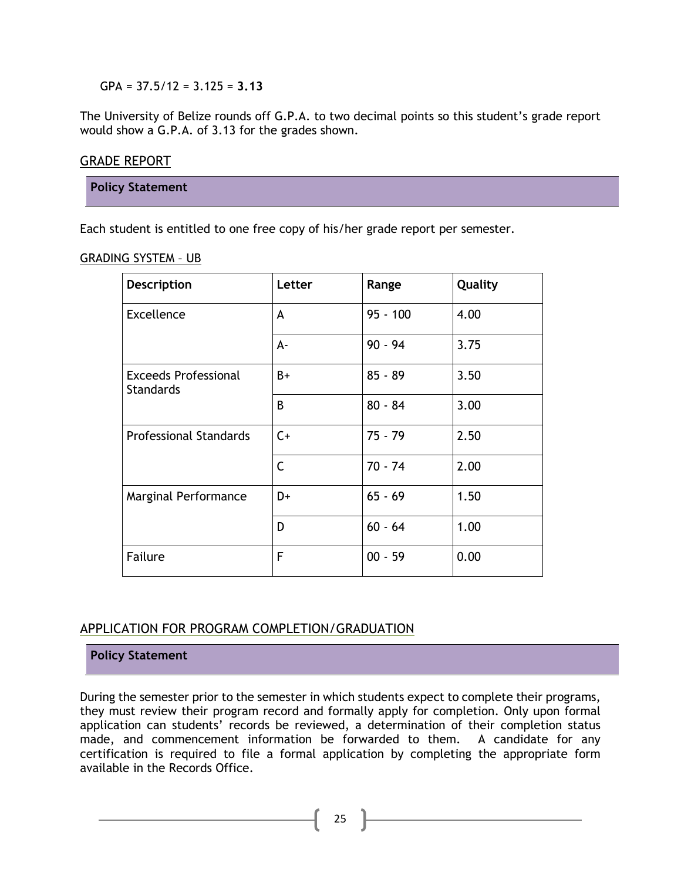GPA = 37.5/12 = 3.125 = **3.13**

The University of Belize rounds off G.P.A. to two decimal points so this student's grade report would show a G.P.A. of 3.13 for the grades shown.

## GRADE REPORT

**Policy Statement**

Each student is entitled to one free copy of his/her grade report per semester.

### GRADING SYSTEM – UB

| Description | Letter | Range | Quality |
|---|---|---|---|
| Excellence | A | 95 - 100 | 4.00 |
| | A- | 90 - 94 | 3.75 |
| Exceeds Professional Standards | B+ | 85 - 89 | 3.50 |
| | B | 80 - 84 | 3.00 |
| Professional Standards | C+ | 75 - 79 | 2.50 |
| | C | 70 - 74 | 2.00 |
| Marginal Performance | D+ | 65 - 69 | 1.50 |
| | D | 60 - 64 | 1.00 |
| Failure | F | 00 - 59 | 0.00 |

## APPLICATION FOR PROGRAM COMPLETION/GRADUATION

**Policy Statement**

During the semester prior to the semester in which students expect to complete their programs, they must review their program record and formally apply for completion. Only upon formal application can students' records be reviewed, a determination of their completion status made, and commencement information be forwarded to them. A candidate for any certification is required to file a formal application by completing the appropriate form available in the Records Office.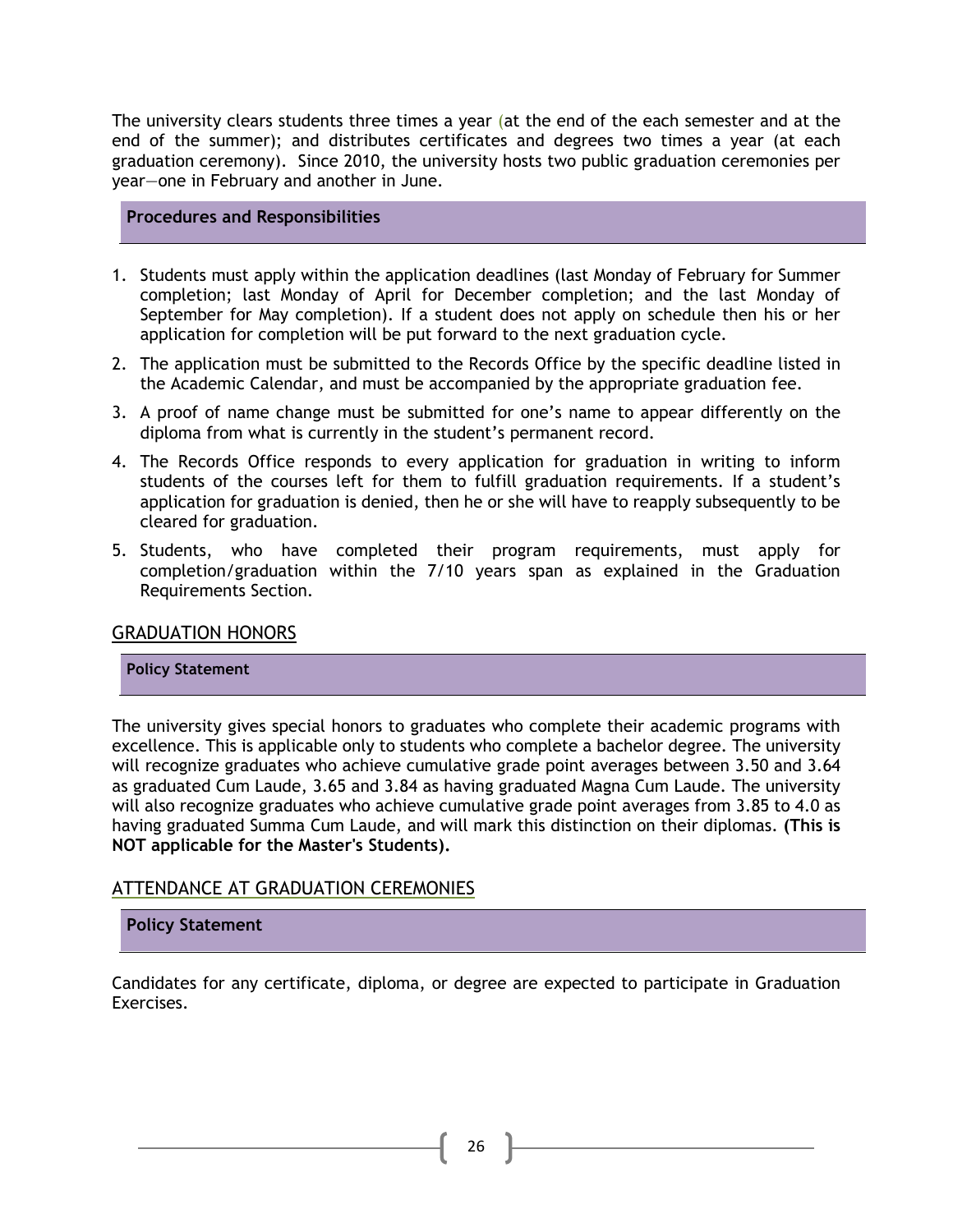The university clears students three times a year (at the end of the each semester and at the end of the summer); and distributes certificates and degrees two times a year (at each graduation ceremony). Since 2010, the university hosts two public graduation ceremonies per year—one in February and another in June.

### Procedures and Responsibilities

1. Students must apply within the application deadlines (last Monday of February for Summer completion; last Monday of April for December completion; and the last Monday of September for May completion). If a student does not apply on schedule then his or her application for completion will be put forward to the next graduation cycle.
2. The application must be submitted to the Records Office by the specific deadline listed in the Academic Calendar, and must be accompanied by the appropriate graduation fee.
3. A proof of name change must be submitted for one's name to appear differently on the diploma from what is currently in the student's permanent record.
4. The Records Office responds to every application for graduation in writing to inform students of the courses left for them to fulfill graduation requirements. If a student's application for graduation is denied, then he or she will have to reapply subsequently to be cleared for graduation.
5. Students, who have completed their program requirements, must apply for completion/graduation within the 7/10 years span as explained in the Graduation Requirements Section.

## GRADUATION HONORS

### Policy Statement

The university gives special honors to graduates who complete their academic programs with excellence. This is applicable only to students who complete a bachelor degree. The university will recognize graduates who achieve cumulative grade point averages between 3.50 and 3.64 as graduated Cum Laude, 3.65 and 3.84 as having graduated Magna Cum Laude. The university will also recognize graduates who achieve cumulative grade point averages from 3.85 to 4.0 as having graduated Summa Cum Laude, and will mark this distinction on their diplomas. **(This is NOT applicable for the Master's Students).**

## ATTENDANCE AT GRADUATION CEREMONIES

### Policy Statement

Candidates for any certificate, diploma, or degree are expected to participate in Graduation Exercises.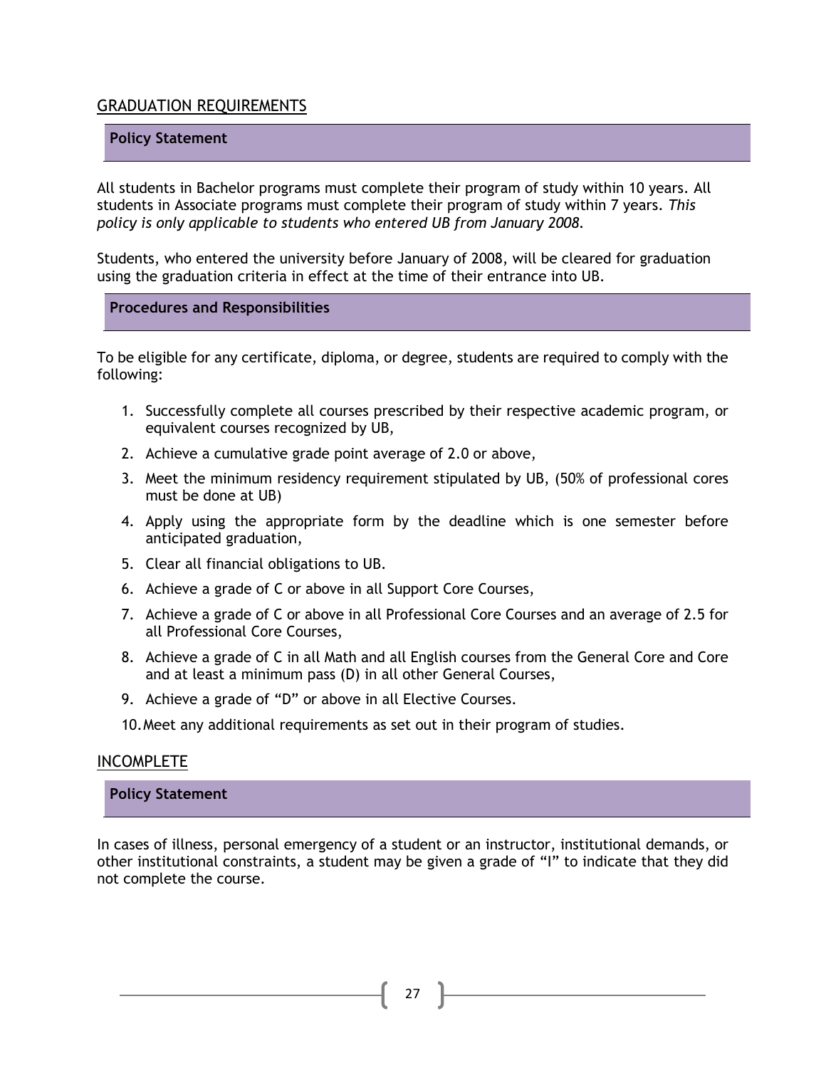## GRADUATION REQUIREMENTS

### Policy Statement

All students in Bachelor programs must complete their program of study within 10 years. All students in Associate programs must complete their program of study within 7 years. *This policy is only applicable to students who entered UB from January 2008.*

Students, who entered the university before January of 2008, will be cleared for graduation using the graduation criteria in effect at the time of their entrance into UB.

### Procedures and Responsibilities

To be eligible for any certificate, diploma, or degree, students are required to comply with the following:

1. Successfully complete all courses prescribed by their respective academic program, or equivalent courses recognized by UB,
2. Achieve a cumulative grade point average of 2.0 or above,
3. Meet the minimum residency requirement stipulated by UB, (50% of professional cores must be done at UB)
4. Apply using the appropriate form by the deadline which is one semester before anticipated graduation,
5. Clear all financial obligations to UB.
6. Achieve a grade of C or above in all Support Core Courses,
7. Achieve a grade of C or above in all Professional Core Courses and an average of 2.5 for all Professional Core Courses,
8. Achieve a grade of C in all Math and all English courses from the General Core and Core and at least a minimum pass (D) in all other General Courses,
9. Achieve a grade of "D" or above in all Elective Courses.
10. Meet any additional requirements as set out in their program of studies.

## INCOMPLETE

### Policy Statement

In cases of illness, personal emergency of a student or an instructor, institutional demands, or other institutional constraints, a student may be given a grade of "I" to indicate that they did not complete the course.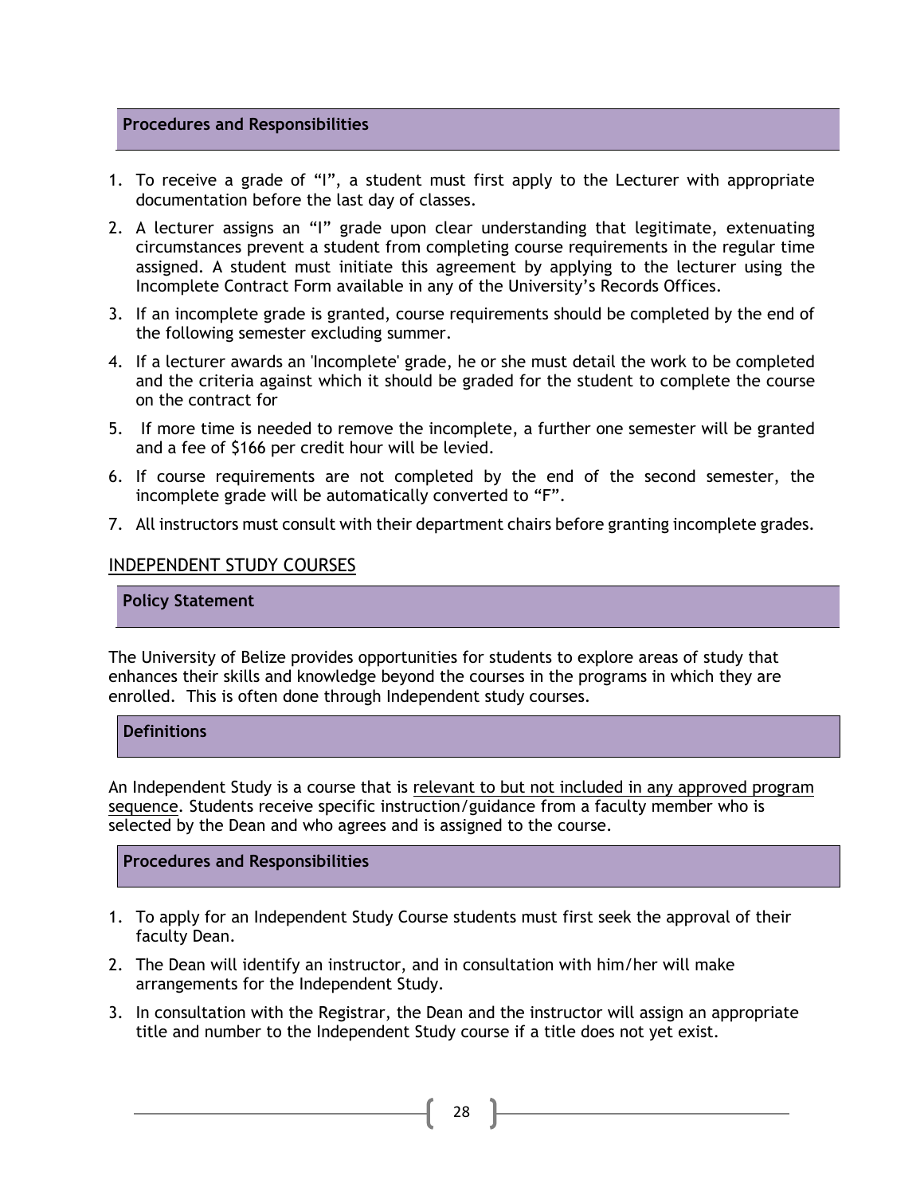### Procedures and Responsibilities

1. To receive a grade of "I", a student must first apply to the Lecturer with appropriate documentation before the last day of classes.
2. A lecturer assigns an "I" grade upon clear understanding that legitimate, extenuating circumstances prevent a student from completing course requirements in the regular time assigned. A student must initiate this agreement by applying to the lecturer using the Incomplete Contract Form available in any of the University's Records Offices.
3. If an incomplete grade is granted, course requirements should be completed by the end of the following semester excluding summer.
4. If a lecturer awards an 'Incomplete' grade, he or she must detail the work to be completed and the criteria against which it should be graded for the student to complete the course on the contract for
5. If more time is needed to remove the incomplete, a further one semester will be granted and a fee of $166 per credit hour will be levied.
6. If course requirements are not completed by the end of the second semester, the incomplete grade will be automatically converted to "F".
7. All instructors must consult with their department chairs before granting incomplete grades.

## INDEPENDENT STUDY COURSES

### Policy Statement

The University of Belize provides opportunities for students to explore areas of study that enhances their skills and knowledge beyond the courses in the programs in which they are enrolled. This is often done through Independent study courses.

### Definitions

An Independent Study is a course that is relevant to but not included in any approved program sequence. Students receive specific instruction/guidance from a faculty member who is selected by the Dean and who agrees and is assigned to the course.

### Procedures and Responsibilities

1. To apply for an Independent Study Course students must first seek the approval of their faculty Dean.
2. The Dean will identify an instructor, and in consultation with him/her will make arrangements for the Independent Study.
3. In consultation with the Registrar, the Dean and the instructor will assign an appropriate title and number to the Independent Study course if a title does not yet exist.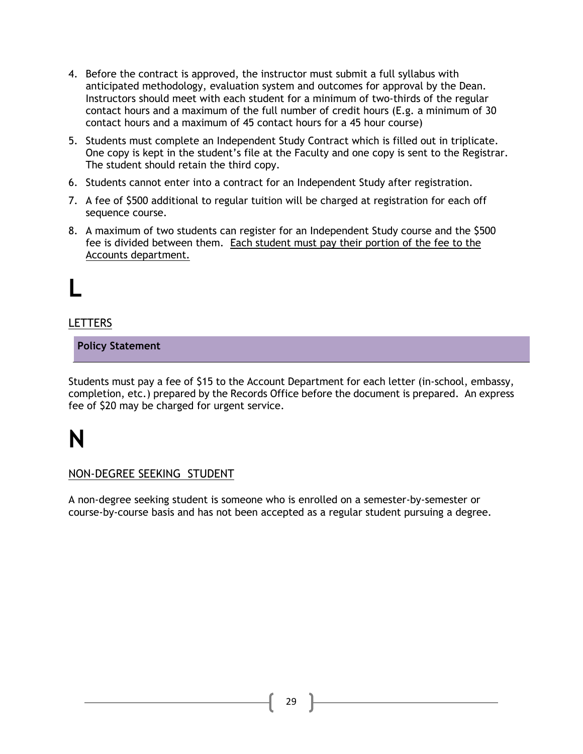4. Before the contract is approved, the instructor must submit a full syllabus with anticipated methodology, evaluation system and outcomes for approval by the Dean. Instructors should meet with each student for a minimum of two-thirds of the regular contact hours and a maximum of the full number of credit hours (E.g. a minimum of 30 contact hours and a maximum of 45 contact hours for a 45 hour course)
5. Students must complete an Independent Study Contract which is filled out in triplicate. One copy is kept in the student's file at the Faculty and one copy is sent to the Registrar. The student should retain the third copy.
6. Students cannot enter into a contract for an Independent Study after registration.
7. A fee of $500 additional to regular tuition will be charged at registration for each off sequence course.
8. A maximum of two students can register for an Independent Study course and the $500 fee is divided between them. <u>Each student must pay their portion of the fee to the Accounts department.</u>

# L

## LETTERS

**Policy Statement**

Students must pay a fee of $15 to the Account Department for each letter (in-school, embassy, completion, etc.) prepared by the Records Office before the document is prepared. An express fee of $20 may be charged for urgent service.

# N

## NON-DEGREE SEEKING STUDENT

A non-degree seeking student is someone who is enrolled on a semester-by-semester or course-by-course basis and has not been accepted as a regular student pursuing a degree.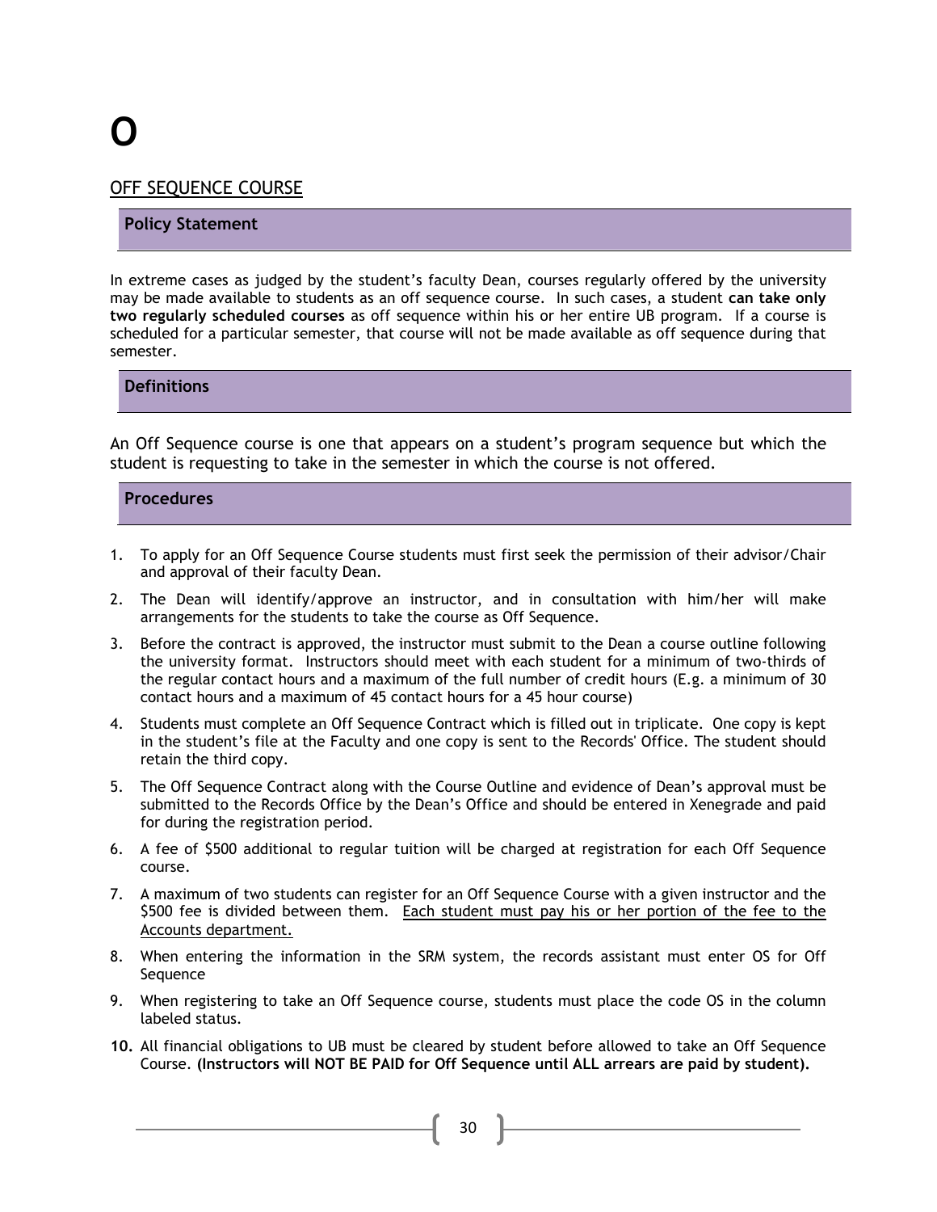# O

## OFF SEQUENCE COURSE

### Policy Statement

In extreme cases as judged by the student's faculty Dean, courses regularly offered by the university may be made available to students as an off sequence course. In such cases, a student **can take only two regularly scheduled courses** as off sequence within his or her entire UB program. If a course is scheduled for a particular semester, that course will not be made available as off sequence during that semester.

### Definitions

An Off Sequence course is one that appears on a student's program sequence but which the student is requesting to take in the semester in which the course is not offered.

### Procedures

1. To apply for an Off Sequence Course students must first seek the permission of their advisor/Chair and approval of their faculty Dean.
2. The Dean will identify/approve an instructor, and in consultation with him/her will make arrangements for the students to take the course as Off Sequence.
3. Before the contract is approved, the instructor must submit to the Dean a course outline following the university format. Instructors should meet with each student for a minimum of two-thirds of the regular contact hours and a maximum of the full number of credit hours (E.g. a minimum of 30 contact hours and a maximum of 45 contact hours for a 45 hour course)
4. Students must complete an Off Sequence Contract which is filled out in triplicate. One copy is kept in the student's file at the Faculty and one copy is sent to the Records' Office. The student should retain the third copy.
5. The Off Sequence Contract along with the Course Outline and evidence of Dean's approval must be submitted to the Records Office by the Dean's Office and should be entered in Xenegrade and paid for during the registration period.
6. A fee of $500 additional to regular tuition will be charged at registration for each Off Sequence course.
7. A maximum of two students can register for an Off Sequence Course with a given instructor and the $500 fee is divided between them. <u>Each student must pay his or her portion of the fee to the Accounts department.</u>
8. When entering the information in the SRM system, the records assistant must enter OS for Off Sequence
9. When registering to take an Off Sequence course, students must place the code OS in the column labeled status.
10. All financial obligations to UB must be cleared by student before allowed to take an Off Sequence Course. **(Instructors will NOT BE PAID for Off Sequence until ALL arrears are paid by student).**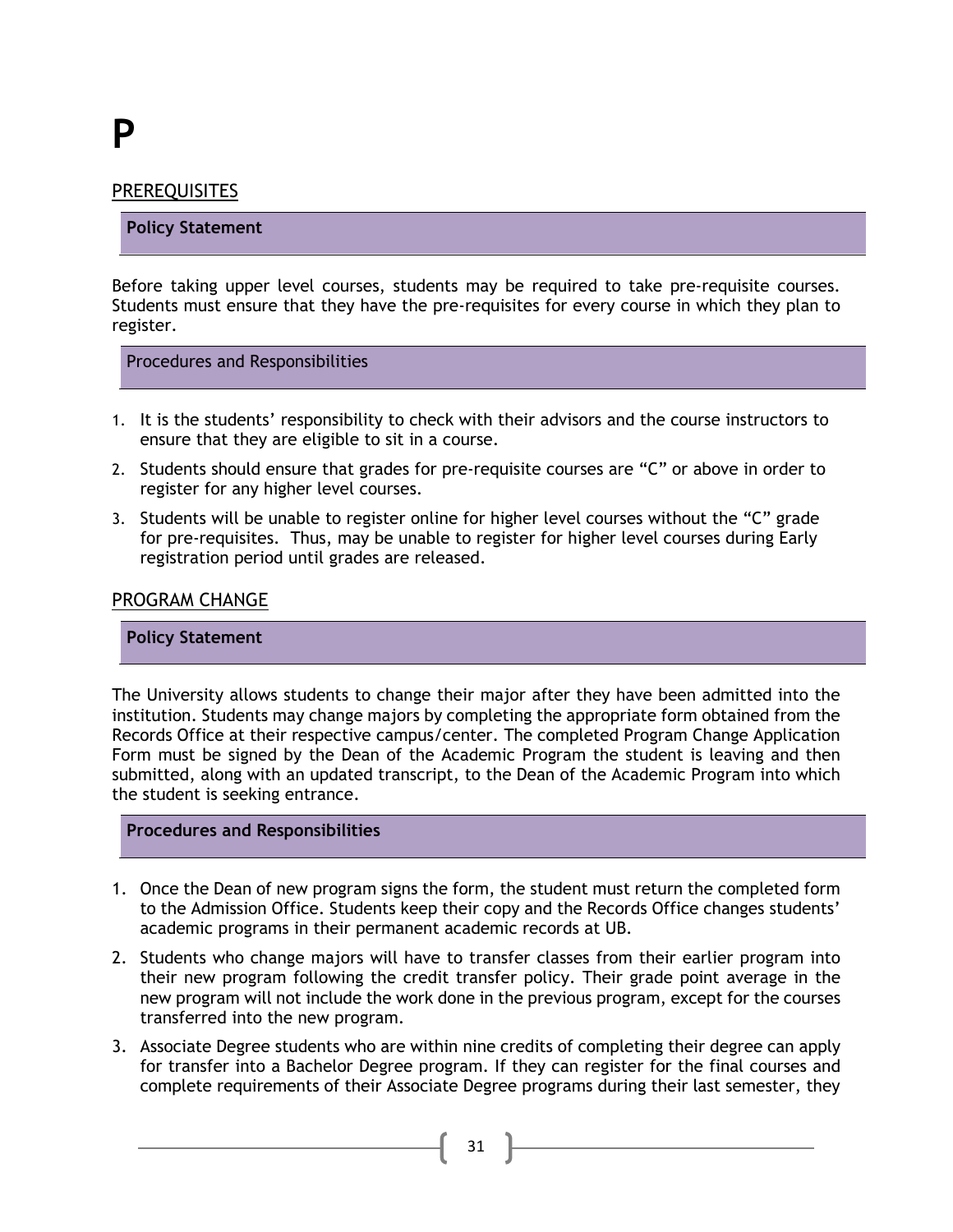# P

## PREREQUISITES

**Policy Statement**

Before taking upper level courses, students may be required to take pre-requisite courses. Students must ensure that they have the pre-requisites for every course in which they plan to register.

Procedures and Responsibilities

1. It is the students' responsibility to check with their advisors and the course instructors to ensure that they are eligible to sit in a course.
2. Students should ensure that grades for pre-requisite courses are "C" or above in order to register for any higher level courses.
3. Students will be unable to register online for higher level courses without the "C" grade for pre-requisites. Thus, may be unable to register for higher level courses during Early registration period until grades are released.

## PROGRAM CHANGE

**Policy Statement**

The University allows students to change their major after they have been admitted into the institution. Students may change majors by completing the appropriate form obtained from the Records Office at their respective campus/center. The completed Program Change Application Form must be signed by the Dean of the Academic Program the student is leaving and then submitted, along with an updated transcript, to the Dean of the Academic Program into which the student is seeking entrance.

**Procedures and Responsibilities**

1. Once the Dean of new program signs the form, the student must return the completed form to the Admission Office. Students keep their copy and the Records Office changes students' academic programs in their permanent academic records at UB.
2. Students who change majors will have to transfer classes from their earlier program into their new program following the credit transfer policy. Their grade point average in the new program will not include the work done in the previous program, except for the courses transferred into the new program.
3. Associate Degree students who are within nine credits of completing their degree can apply for transfer into a Bachelor Degree program. If they can register for the final courses and complete requirements of their Associate Degree programs during their last semester, they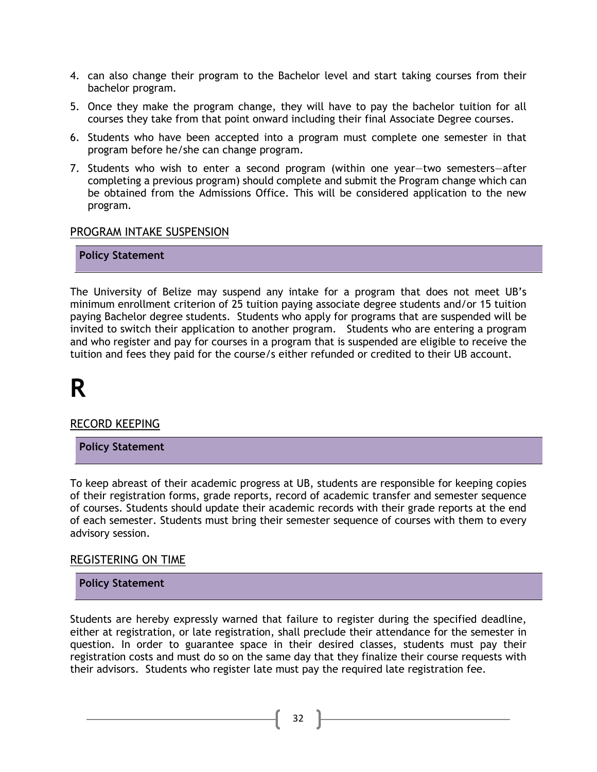4. can also change their program to the Bachelor level and start taking courses from their bachelor program.
5. Once they make the program change, they will have to pay the bachelor tuition for all courses they take from that point onward including their final Associate Degree courses.
6. Students who have been accepted into a program must complete one semester in that program before he/she can change program.
7. Students who wish to enter a second program (within one year—two semesters—after completing a previous program) should complete and submit the Program change which can be obtained from the Admissions Office. This will be considered application to the new program.

## PROGRAM INTAKE SUSPENSION

**Policy Statement**

The University of Belize may suspend any intake for a program that does not meet UB's minimum enrollment criterion of 25 tuition paying associate degree students and/or 15 tuition paying Bachelor degree students. Students who apply for programs that are suspended will be invited to switch their application to another program. Students who are entering a program and who register and pay for courses in a program that is suspended are eligible to receive the tuition and fees they paid for the course/s either refunded or credited to their UB account.

# R

## RECORD KEEPING

**Policy Statement**

To keep abreast of their academic progress at UB, students are responsible for keeping copies of their registration forms, grade reports, record of academic transfer and semester sequence of courses. Students should update their academic records with their grade reports at the end of each semester. Students must bring their semester sequence of courses with them to every advisory session.

## REGISTERING ON TIME

**Policy Statement**

Students are hereby expressly warned that failure to register during the specified deadline, either at registration, or late registration, shall preclude their attendance for the semester in question. In order to guarantee space in their desired classes, students must pay their registration costs and must do so on the same day that they finalize their course requests with their advisors. Students who register late must pay the required late registration fee.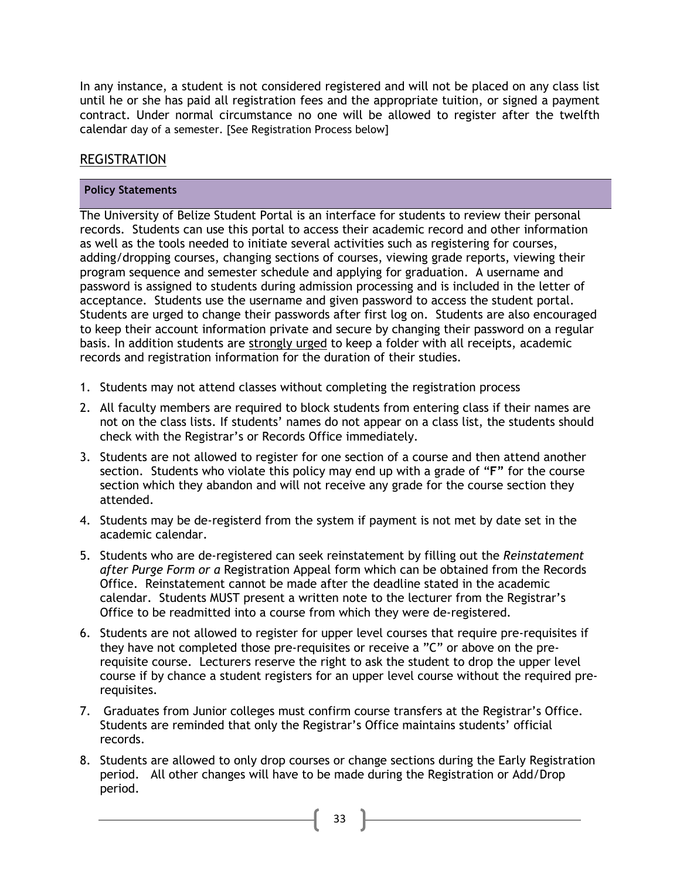In any instance, a student is not considered registered and will not be placed on any class list until he or she has paid all registration fees and the appropriate tuition, or signed a payment contract. Under normal circumstance no one will be allowed to register after the twelfth calendar day of a semester. [See Registration Process below]

## REGISTRATION

**Policy Statements**

The University of Belize Student Portal is an interface for students to review their personal records. Students can use this portal to access their academic record and other information as well as the tools needed to initiate several activities such as registering for courses, adding/dropping courses, changing sections of courses, viewing grade reports, viewing their program sequence and semester schedule and applying for graduation. A username and password is assigned to students during admission processing and is included in the letter of acceptance. Students use the username and given password to access the student portal. Students are urged to change their passwords after first log on. Students are also encouraged to keep their account information private and secure by changing their password on a regular basis. In addition students are strongly urged to keep a folder with all receipts, academic records and registration information for the duration of their studies.

1. Students may not attend classes without completing the registration process
2. All faculty members are required to block students from entering class if their names are not on the class lists. If students' names do not appear on a class list, the students should check with the Registrar's or Records Office immediately.
3. Students are not allowed to register for one section of a course and then attend another section. Students who violate this policy may end up with a grade of "**F**" for the course section which they abandon and will not receive any grade for the course section they attended.
4. Students may be de-registerd from the system if payment is not met by date set in the academic calendar.
5. Students who are de-registered can seek reinstatement by filling out the *Reinstatement after Purge Form or a* Registration Appeal form which can be obtained from the Records Office. Reinstatement cannot be made after the deadline stated in the academic calendar. Students MUST present a written note to the lecturer from the Registrar's Office to be readmitted into a course from which they were de-registered.
6. Students are not allowed to register for upper level courses that require pre-requisites if they have not completed those pre-requisites or receive a "C" or above on the pre-requisite course. Lecturers reserve the right to ask the student to drop the upper level course if by chance a student registers for an upper level course without the required pre-requisites.
7. Graduates from Junior colleges must confirm course transfers at the Registrar's Office. Students are reminded that only the Registrar's Office maintains students' official records.
8. Students are allowed to only drop courses or change sections during the Early Registration period. All other changes will have to be made during the Registration or Add/Drop period.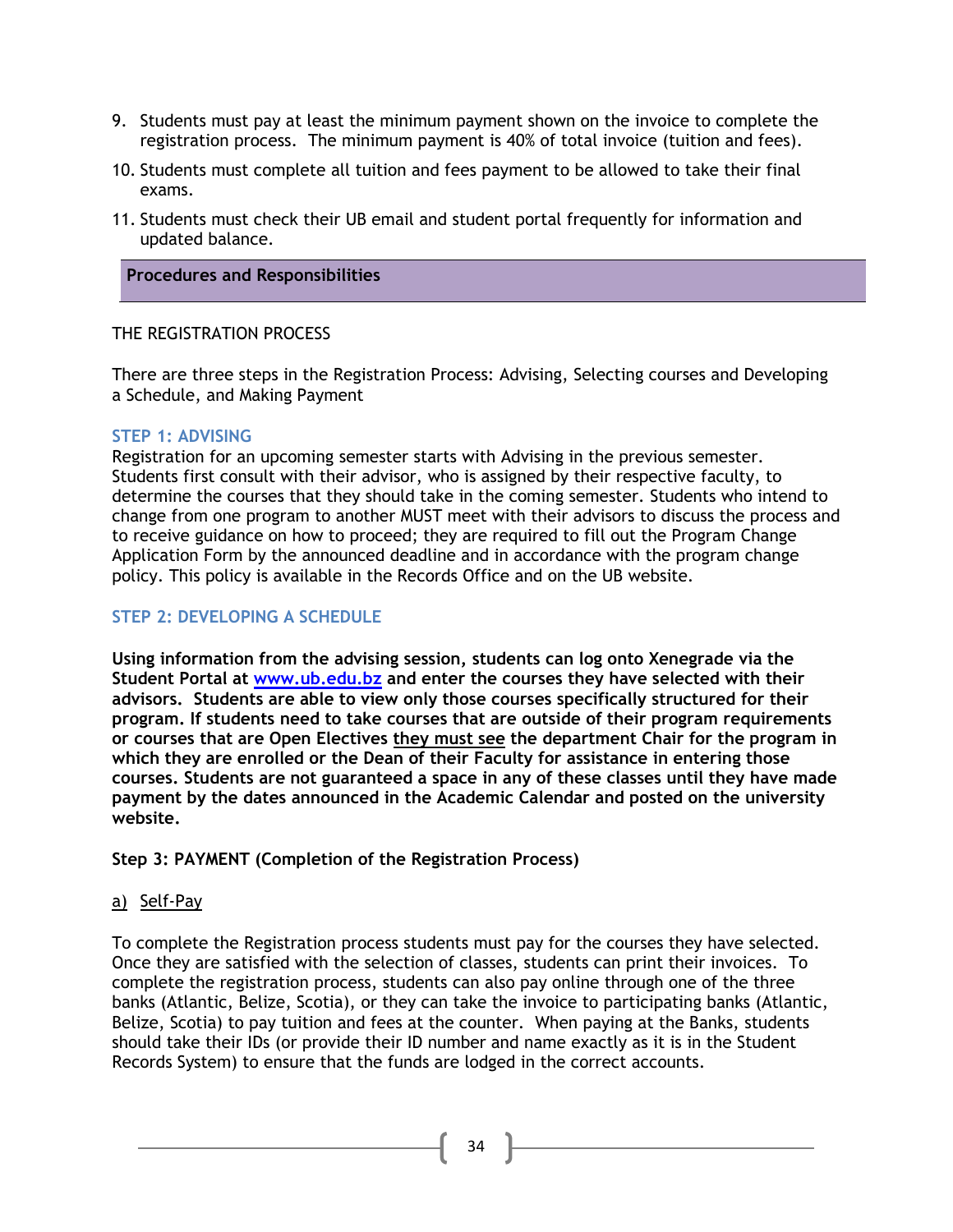9. Students must pay at least the minimum payment shown on the invoice to complete the registration process. The minimum payment is 40% of total invoice (tuition and fees).
10. Students must complete all tuition and fees payment to be allowed to take their final exams.
11. Students must check their UB email and student portal frequently for information and updated balance.

## Procedures and Responsibilities

THE REGISTRATION PROCESS

There are three steps in the Registration Process: Advising, Selecting courses and Developing a Schedule, and Making Payment

### STEP 1: ADVISING

Registration for an upcoming semester starts with Advising in the previous semester. Students first consult with their advisor, who is assigned by their respective faculty, to determine the courses that they should take in the coming semester. Students who intend to change from one program to another MUST meet with their advisors to discuss the process and to receive guidance on how to proceed; they are required to fill out the Program Change Application Form by the announced deadline and in accordance with the program change policy. This policy is available in the Records Office and on the UB website.

### STEP 2: DEVELOPING A SCHEDULE

**Using information from the advising session, students can log onto Xenegrade via the Student Portal at [www.ub.edu.bz](http://www.ub.edu.bz) and enter the courses they have selected with their advisors. Students are able to view only those courses specifically structured for their program. If students need to take courses that are outside of their program requirements or courses that are Open Electives they must see the department Chair for the program in which they are enrolled or the Dean of their Faculty for assistance in entering those courses. Students are not guaranteed a space in any of these classes until they have made payment by the dates announced in the Academic Calendar and posted on the university website.**

### Step 3: PAYMENT (Completion of the Registration Process)

a) Self-Pay

To complete the Registration process students must pay for the courses they have selected. Once they are satisfied with the selection of classes, students can print their invoices. To complete the registration process, students can also pay online through one of the three banks (Atlantic, Belize, Scotia), or they can take the invoice to participating banks (Atlantic, Belize, Scotia) to pay tuition and fees at the counter. When paying at the Banks, students should take their IDs (or provide their ID number and name exactly as it is in the Student Records System) to ensure that the funds are lodged in the correct accounts.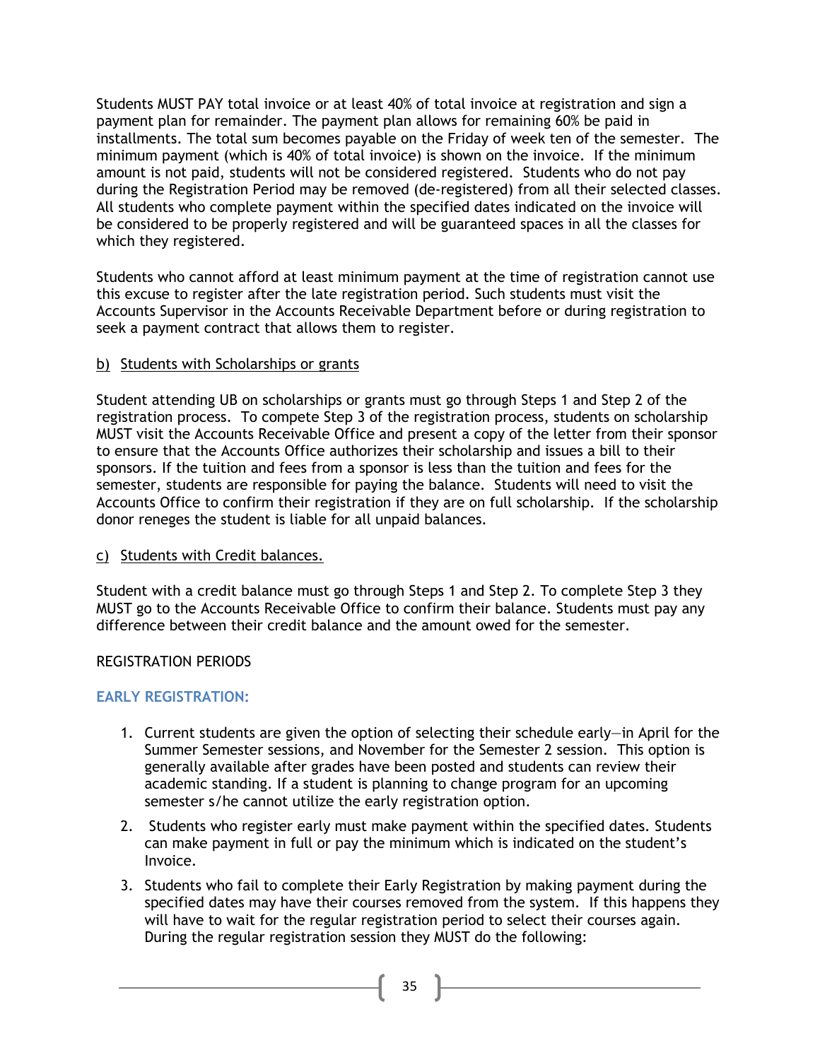Students MUST PAY total invoice or at least 40% of total invoice at registration and sign a payment plan for remainder. The payment plan allows for remaining 60% be paid in installments. The total sum becomes payable on the Friday of week ten of the semester. The minimum payment (which is 40% of total invoice) is shown on the invoice. If the minimum amount is not paid, students will not be considered registered. Students who do not pay during the Registration Period may be removed (de-registered) from all their selected classes. All students who complete payment within the specified dates indicated on the invoice will be considered to be properly registered and will be guaranteed spaces in all the classes for which they registered.

Students who cannot afford at least minimum payment at the time of registration cannot use this excuse to register after the late registration period. Such students must visit the Accounts Supervisor in the Accounts Receivable Department before or during registration to seek a payment contract that allows them to register.

b) <u>Students with Scholarships or grants</u>

Student attending UB on scholarships or grants must go through Steps 1 and Step 2 of the registration process. To compete Step 3 of the registration process, students on scholarship MUST visit the Accounts Receivable Office and present a copy of the letter from their sponsor to ensure that the Accounts Office authorizes their scholarship and issues a bill to their sponsors. If the tuition and fees from a sponsor is less than the tuition and fees for the semester, students are responsible for paying the balance. Students will need to visit the Accounts Office to confirm their registration if they are on full scholarship. If the scholarship donor reneges the student is liable for all unpaid balances.

c) <u>Students with Credit balances.</u>

Student with a credit balance must go through Steps 1 and Step 2. To complete Step 3 they MUST go to the Accounts Receivable Office to confirm their balance. Students must pay any difference between their credit balance and the amount owed for the semester.

REGISTRATION PERIODS

### EARLY REGISTRATION:

1. Current students are given the option of selecting their schedule early—in April for the Summer Semester sessions, and November for the Semester 2 session. This option is generally available after grades have been posted and students can review their academic standing. If a student is planning to change program for an upcoming semester s/he cannot utilize the early registration option.
2. Students who register early must make payment within the specified dates. Students can make payment in full or pay the minimum which is indicated on the student's Invoice.
3. Students who fail to complete their Early Registration by making payment during the specified dates may have their courses removed from the system. If this happens they will have to wait for the regular registration period to select their courses again. During the regular registration session they MUST do the following: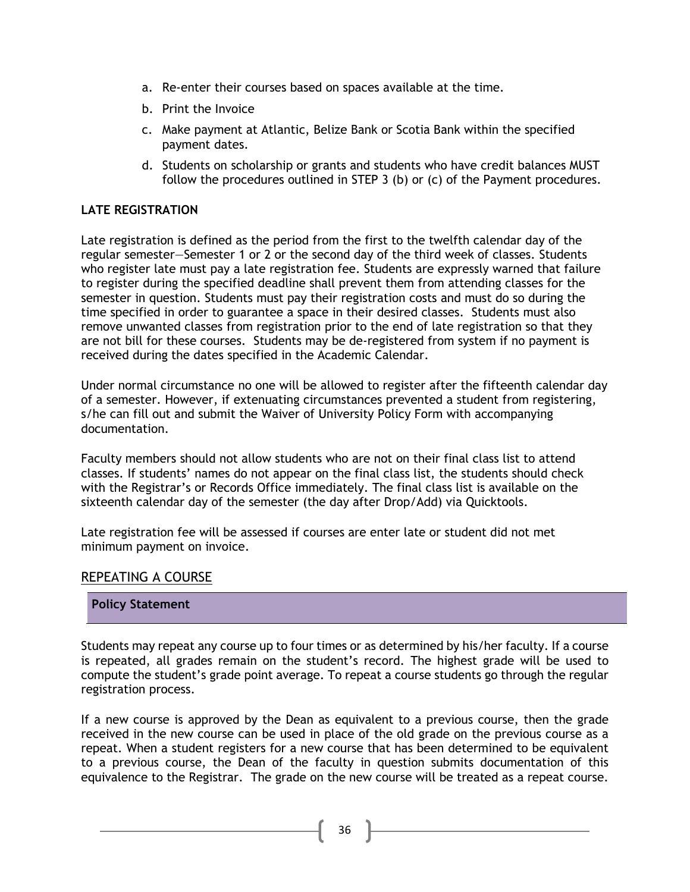a. Re-enter their courses based on spaces available at the time.
b. Print the Invoice
c. Make payment at Atlantic, Belize Bank or Scotia Bank within the specified payment dates.
d. Students on scholarship or grants and students who have credit balances MUST follow the procedures outlined in STEP 3 (b) or (c) of the Payment procedures.

**LATE REGISTRATION**

Late registration is defined as the period from the first to the twelfth calendar day of the regular semester—Semester 1 or 2 or the second day of the third week of classes. Students who register late must pay a late registration fee. Students are expressly warned that failure to register during the specified deadline shall prevent them from attending classes for the semester in question. Students must pay their registration costs and must do so during the time specified in order to guarantee a space in their desired classes. Students must also remove unwanted classes from registration prior to the end of late registration so that they are not bill for these courses. Students may be de-registered from system if no payment is received during the dates specified in the Academic Calendar.

Under normal circumstance no one will be allowed to register after the fifteenth calendar day of a semester. However, if extenuating circumstances prevented a student from registering, s/he can fill out and submit the Waiver of University Policy Form with accompanying documentation.

Faculty members should not allow students who are not on their final class list to attend classes. If students' names do not appear on the final class list, the students should check with the Registrar's or Records Office immediately. The final class list is available on the sixteenth calendar day of the semester (the day after Drop/Add) via Quicktools.

Late registration fee will be assessed if courses are enter late or student did not met minimum payment on invoice.

## REPEATING A COURSE

**Policy Statement**

Students may repeat any course up to four times or as determined by his/her faculty. If a course is repeated, all grades remain on the student's record. The highest grade will be used to compute the student's grade point average. To repeat a course students go through the regular registration process.

If a new course is approved by the Dean as equivalent to a previous course, then the grade received in the new course can be used in place of the old grade on the previous course as a repeat. When a student registers for a new course that has been determined to be equivalent to a previous course, the Dean of the faculty in question submits documentation of this equivalence to the Registrar. The grade on the new course will be treated as a repeat course.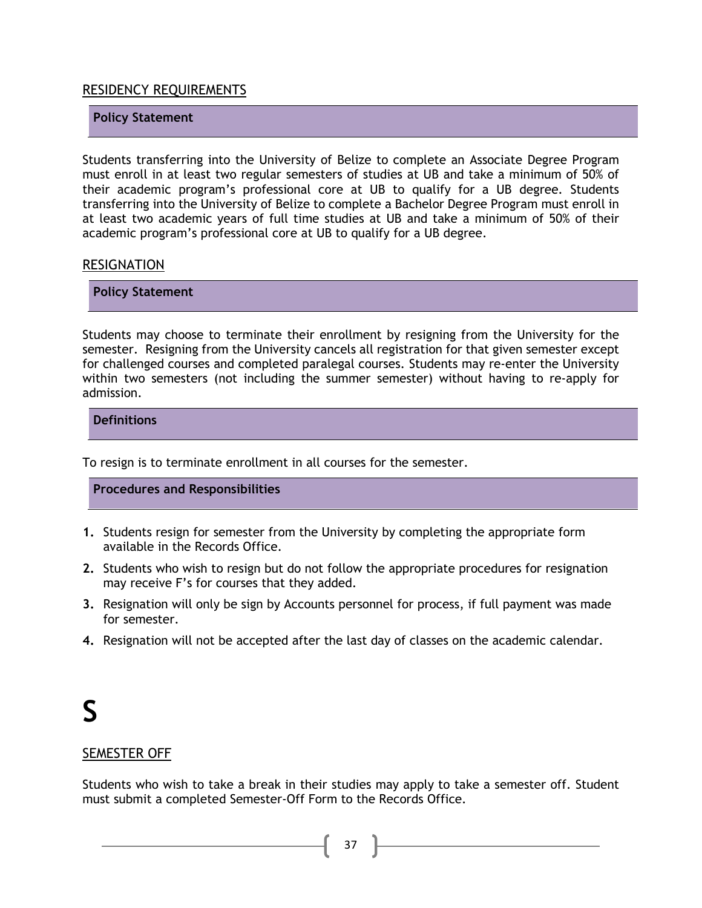## RESIDENCY REQUIREMENTS

### Policy Statement

Students transferring into the University of Belize to complete an Associate Degree Program must enroll in at least two regular semesters of studies at UB and take a minimum of 50% of their academic program's professional core at UB to qualify for a UB degree. Students transferring into the University of Belize to complete a Bachelor Degree Program must enroll in at least two academic years of full time studies at UB and take a minimum of 50% of their academic program's professional core at UB to qualify for a UB degree.

## RESIGNATION

### Policy Statement

Students may choose to terminate their enrollment by resigning from the University for the semester. Resigning from the University cancels all registration for that given semester except for challenged courses and completed paralegal courses. Students may re-enter the University within two semesters (not including the summer semester) without having to re-apply for admission.

### Definitions

To resign is to terminate enrollment in all courses for the semester.

### Procedures and Responsibilities

1. Students resign for semester from the University by completing the appropriate form available in the Records Office.
2. Students who wish to resign but do not follow the appropriate procedures for resignation may receive F's for courses that they added.
3. Resignation will only be sign by Accounts personnel for process, if full payment was made for semester.
4. Resignation will not be accepted after the last day of classes on the academic calendar.

# S

## SEMESTER OFF

Students who wish to take a break in their studies may apply to take a semester off. Student must submit a completed Semester-Off Form to the Records Office.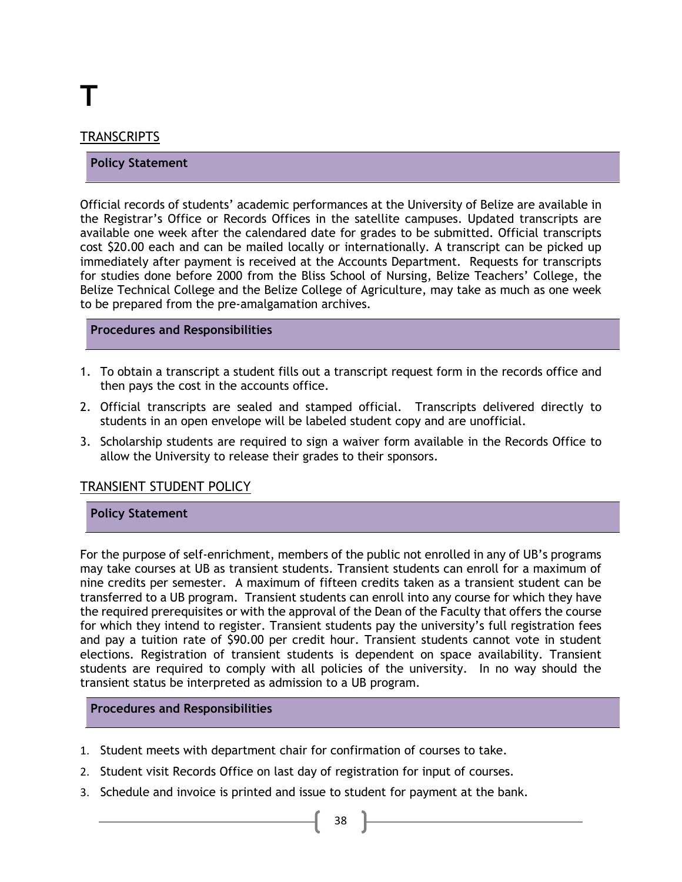# T

## TRANSCRIPTS

### Policy Statement

Official records of students' academic performances at the University of Belize are available in the Registrar's Office or Records Offices in the satellite campuses. Updated transcripts are available one week after the calendared date for grades to be submitted. Official transcripts cost $20.00 each and can be mailed locally or internationally. A transcript can be picked up immediately after payment is received at the Accounts Department. Requests for transcripts for studies done before 2000 from the Bliss School of Nursing, Belize Teachers' College, the Belize Technical College and the Belize College of Agriculture, may take as much as one week to be prepared from the pre-amalgamation archives.

### Procedures and Responsibilities

1. To obtain a transcript a student fills out a transcript request form in the records office and then pays the cost in the accounts office.
2. Official transcripts are sealed and stamped official. Transcripts delivered directly to students in an open envelope will be labeled student copy and are unofficial.
3. Scholarship students are required to sign a waiver form available in the Records Office to allow the University to release their grades to their sponsors.

## TRANSIENT STUDENT POLICY

### Policy Statement

For the purpose of self-enrichment, members of the public not enrolled in any of UB's programs may take courses at UB as transient students. Transient students can enroll for a maximum of nine credits per semester. A maximum of fifteen credits taken as a transient student can be transferred to a UB program. Transient students can enroll into any course for which they have the required prerequisites or with the approval of the Dean of the Faculty that offers the course for which they intend to register. Transient students pay the university's full registration fees and pay a tuition rate of $90.00 per credit hour. Transient students cannot vote in student elections. Registration of transient students is dependent on space availability. Transient students are required to comply with all policies of the university. In no way should the transient status be interpreted as admission to a UB program.

### Procedures and Responsibilities

1. Student meets with department chair for confirmation of courses to take.
2. Student visit Records Office on last day of registration for input of courses.
3. Schedule and invoice is printed and issue to student for payment at the bank.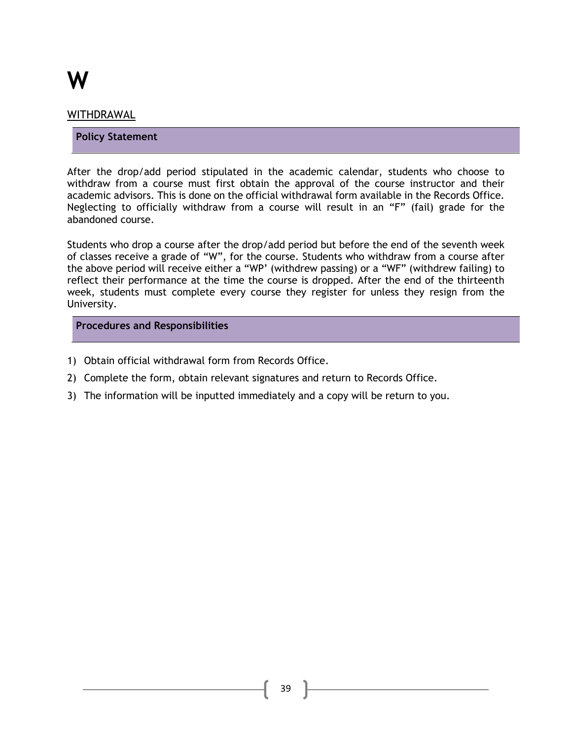# W

## WITHDRAWAL

### Policy Statement

After the drop/add period stipulated in the academic calendar, students who choose to withdraw from a course must first obtain the approval of the course instructor and their academic advisors. This is done on the official withdrawal form available in the Records Office. Neglecting to officially withdraw from a course will result in an "F" (fail) grade for the abandoned course.

Students who drop a course after the drop/add period but before the end of the seventh week of classes receive a grade of "W", for the course. Students who withdraw from a course after the above period will receive either a "WP' (withdrew passing) or a "WF" (withdrew failing) to reflect their performance at the time the course is dropped. After the end of the thirteenth week, students must complete every course they register for unless they resign from the University.

### Procedures and Responsibilities

1) Obtain official withdrawal form from Records Office.
2) Complete the form, obtain relevant signatures and return to Records Office.
3) The information will be inputted immediately and a copy will be return to you.